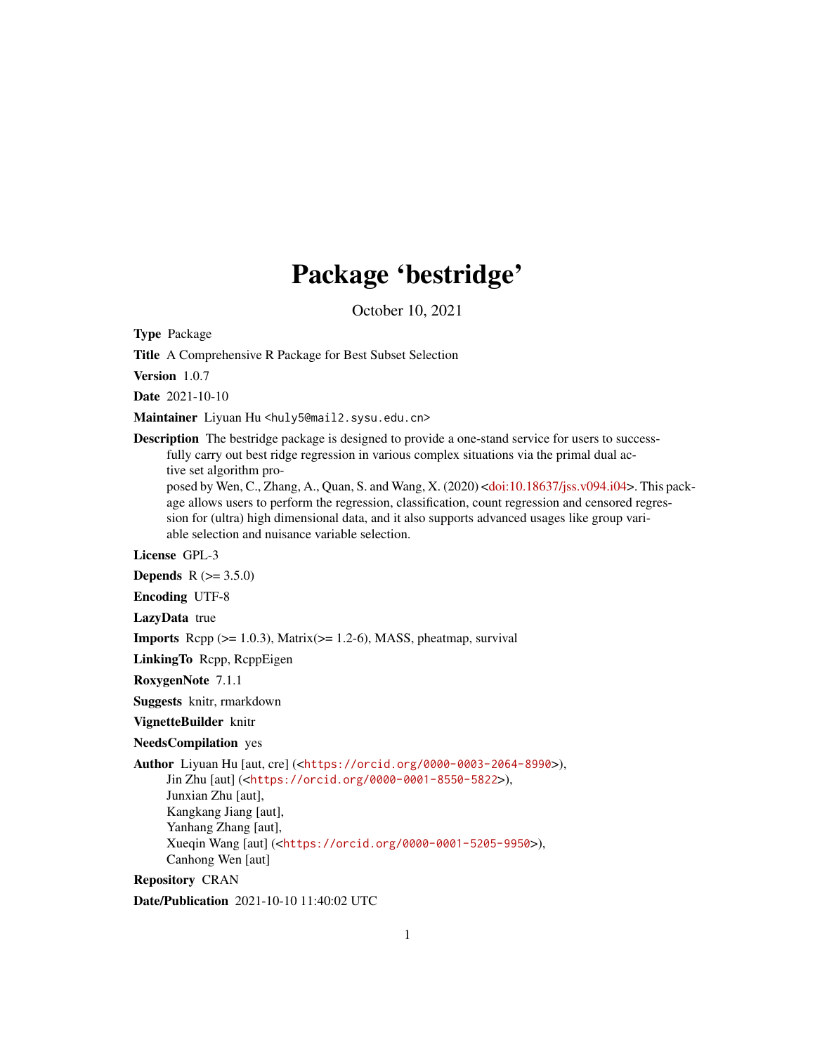# Package 'bestridge'

October 10, 2021

**Type** Package

**Title** A Comprehensive R Package for Best Subset Selection

**Version** 1.0.7

**Date** 2021-10-10

**Maintainer** Liyuan Hu <huly5@mail2.sysu.edu.cn>

**Description** The bestridge package is designed to provide a one-stand service for users to successfully carry out best ridge regression in various complex situations via the primal dual active set algorithm proposed by Wen, C., Zhang, A., Quan, S. and Wang, X. (2020) <doi:10.18637/jss.v094.i04>. This package allows users to perform the regression, classification, count regression and censored regression for (ultra) high dimensional data, and it also supports advanced usages like group variable selection and nuisance variable selection.

**License** GPL-3

**Depends** R (>= 3.5.0)

**Encoding** UTF-8

**LazyData** true

**Imports** Rcpp (>= 1.0.3), Matrix(>= 1.2-6), MASS, pheatmap, survival

**LinkingTo** Rcpp, RcppEigen

**RoxygenNote** 7.1.1

**Suggests** knitr, rmarkdown

**VignetteBuilder** knitr

**NeedsCompilation** yes

**Author** Liyuan Hu [aut, cre] (<https://orcid.org/0000-0003-2064-8990>),
Jin Zhu [aut] (<https://orcid.org/0000-0001-8550-5822>),
Junxian Zhu [aut],
Kangkang Jiang [aut],
Yanhang Zhang [aut],
Xueqin Wang [aut] (<https://orcid.org/0000-0001-5205-9950>),
Canhong Wen [aut]

**Repository** CRAN

**Date/Publication** 2021-10-10 11:40:02 UTC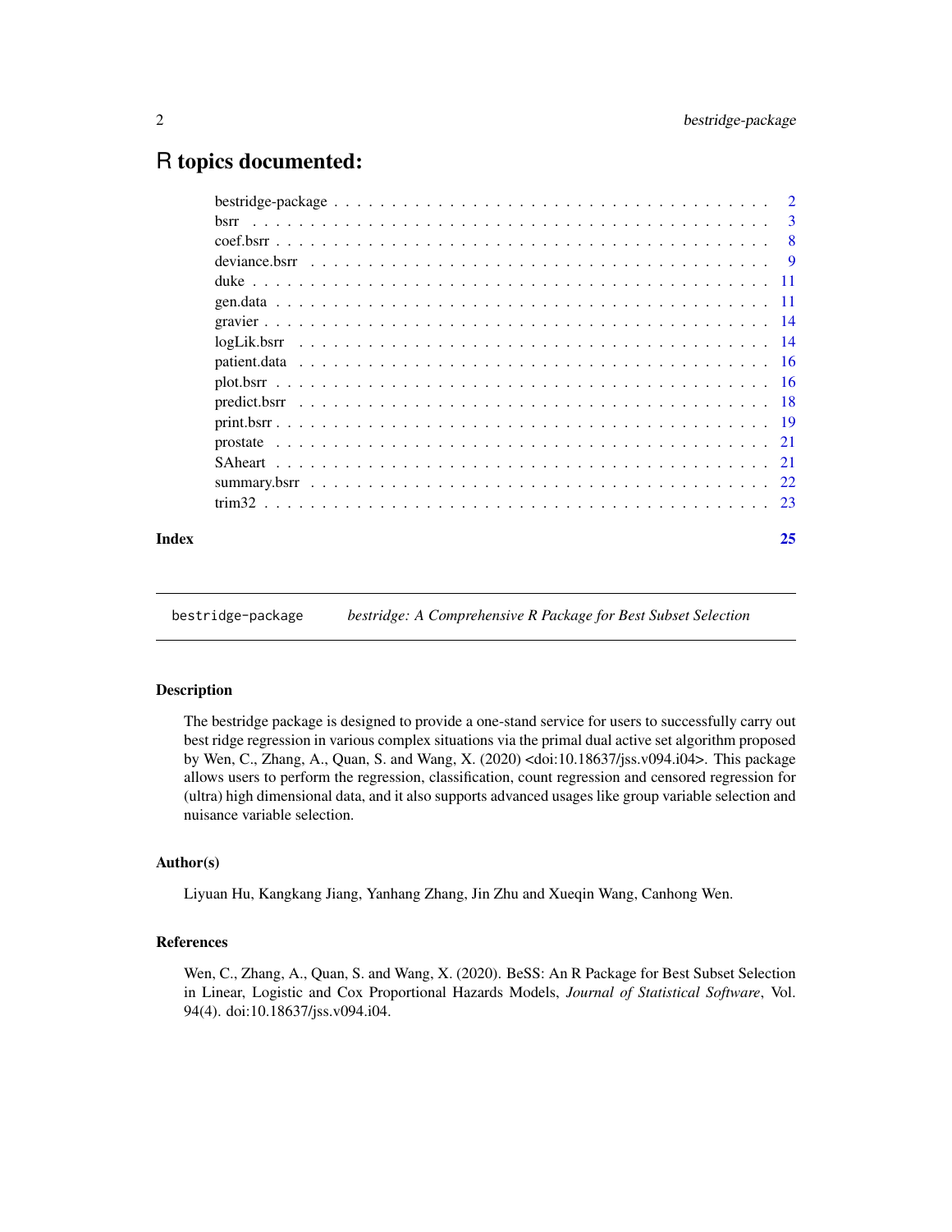# R topics documented:

| | |
|---|---|
| bestridge-package | 2 |
| bsrr | 3 |
| coef.bsrr | 8 |
| deviance.bsrr | 9 |
| duke | 11 |
| gen.data | 11 |
| gravier | 14 |
| logLik.bsrr | 14 |
| patient.data | 16 |
| plot.bsrr | 16 |
| predict.bsrr | 18 |
| print.bsrr | 19 |
| prostate | 21 |
| SAheart | 21 |
| summary.bsrr | 22 |
| trim32 | 23 |
| **Index** | **25** |

---

bestridge-package    *bestridge: A Comprehensive R Package for Best Subset Selection*

---

## Description

The bestridge package is designed to provide a one-stand service for users to successfully carry out best ridge regression in various complex situations via the primal dual active set algorithm proposed by Wen, C., Zhang, A., Quan, S. and Wang, X. (2020) <doi:10.18637/jss.v094.i04>. This package allows users to perform the regression, classification, count regression and censored regression for (ultra) high dimensional data, and it also supports advanced usages like group variable selection and nuisance variable selection.

## Author(s)

Liyuan Hu, Kangkang Jiang, Yanhang Zhang, Jin Zhu and Xueqin Wang, Canhong Wen.

## References

Wen, C., Zhang, A., Quan, S. and Wang, X. (2020). BeSS: An R Package for Best Subset Selection in Linear, Logistic and Cox Proportional Hazards Models, *Journal of Statistical Software*, Vol. 94(4). doi:10.18637/jss.v094.i04.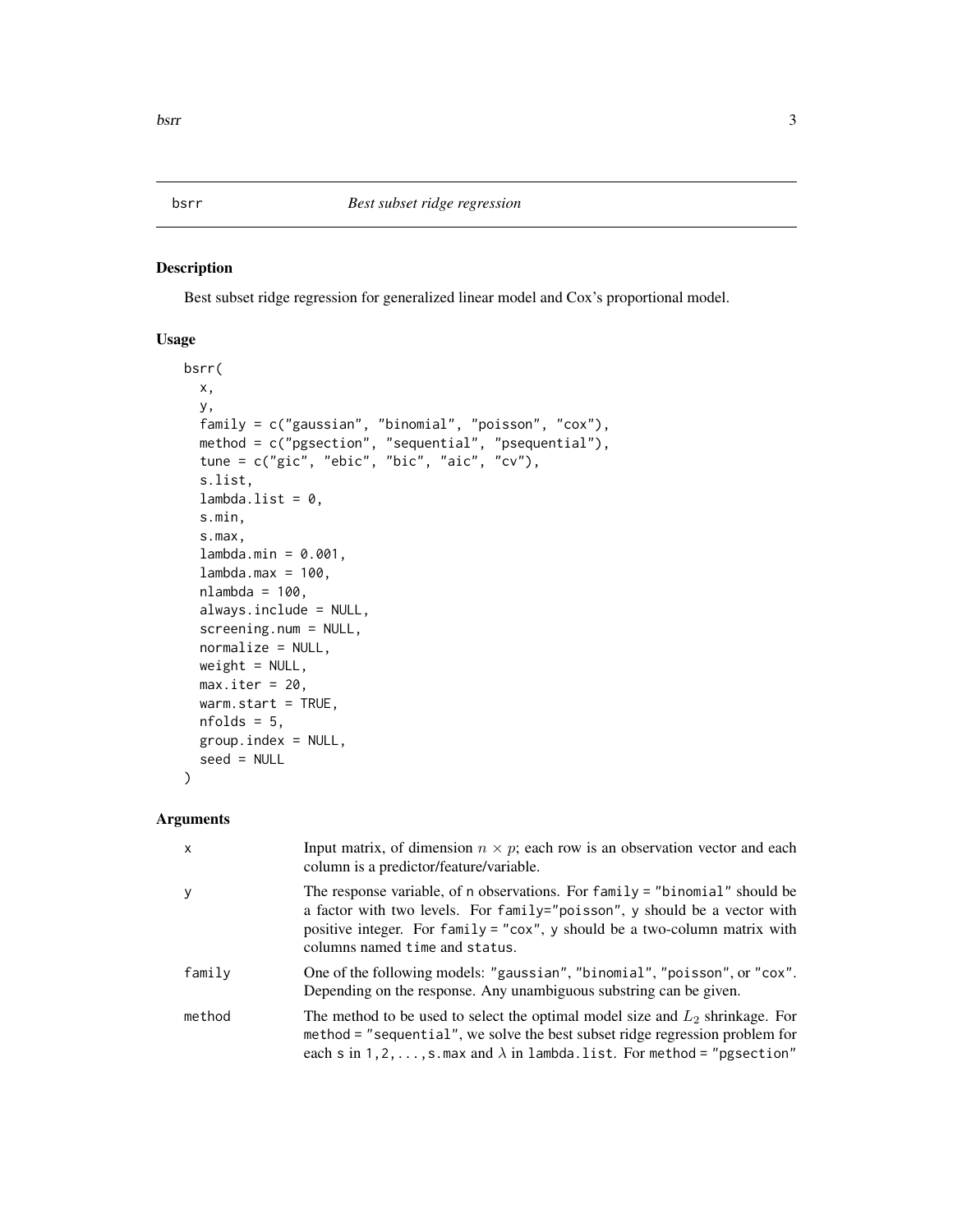# bsrr *Best subset ridge regression*

## Description

Best subset ridge regression for generalized linear model and Cox's proportional model.

## Usage

```
bsrr(
  x,
  y,
  family = c("gaussian", "binomial", "poisson", "cox"),
  method = c("pgsection", "sequential", "psequential"),
  tune = c("gic", "ebic", "bic", "aic", "cv"),
  s.list,
  lambda.list = 0,
  s.min,
  s.max,
  lambda.min = 0.001,
  lambda.max = 100,
  nlambda = 100,
  always.include = NULL,
  screening.num = NULL,
  normalize = NULL,
  weight = NULL,
  max.iter = 20,
  warm.start = TRUE,
  nfolds = 5,
  group.index = NULL,
  seed = NULL
)
```

## Arguments

| | |
|---|---|
| x | Input matrix, of dimension $n \times p$; each row is an observation vector and each column is a predictor/feature/variable. |
| y | The response variable, of n observations. For `family = "binomial"` should be a factor with two levels. For `family="poisson"`, y should be a vector with positive integer. For `family = "cox"`, y should be a two-column matrix with columns named `time` and `status`. |
| family | One of the following models: `"gaussian"`, `"binomial"`, `"poisson"`, or `"cox"`. Depending on the response. Any unambiguous substring can be given. |
| method | The method to be used to select the optimal model size and $L_2$ shrinkage. For `method = "sequential"`, we solve the best subset ridge regression problem for each `s` in `1,2,...,s.max` and $\lambda$ in `lambda.list`. For `method = "pgsection"` |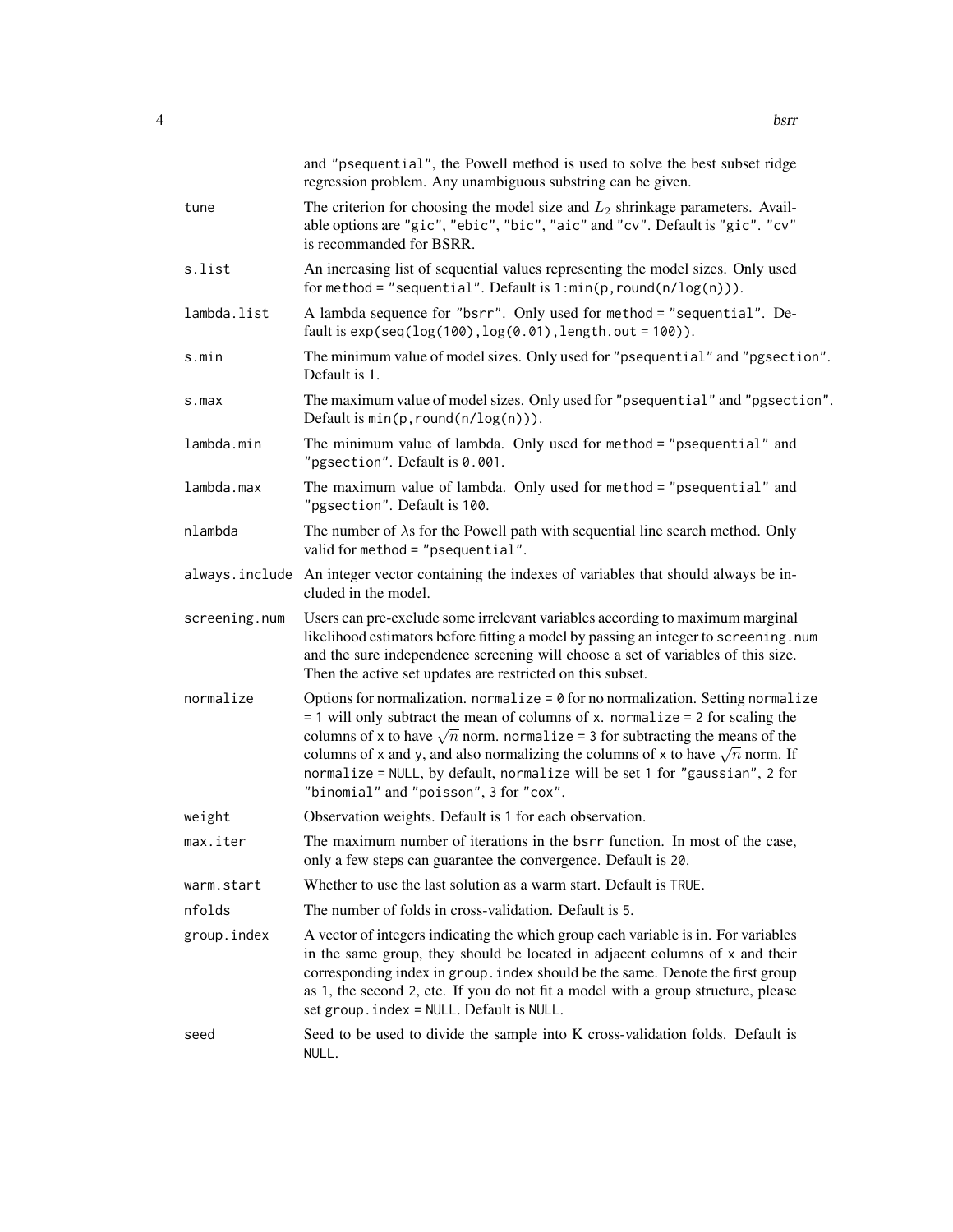| | |
|---|---|
| | and "psequential", the Powell method is used to solve the best subset ridge regression problem. Any unambiguous substring can be given. |
| tune | The criterion for choosing the model size and $L_2$ shrinkage parameters. Available options are "gic", "ebic", "bic", "aic" and "cv". Default is "gic". "cv" is recommanded for BSRR. |
| s.list | An increasing list of sequential values representing the model sizes. Only used for method = "sequential". Default is 1:min(p,round(n/log(n))). |
| lambda.list | A lambda sequence for "bsrr". Only used for method = "sequential". Default is exp(seq(log(100),log(0.01),length.out = 100)). |
| s.min | The minimum value of model sizes. Only used for "psequential" and "pgsection". Default is 1. |
| s.max | The maximum value of model sizes. Only used for "psequential" and "pgsection". Default is min(p,round(n/log(n))). |
| lambda.min | The minimum value of lambda. Only used for method = "psequential" and "pgsection". Default is 0.001. |
| lambda.max | The maximum value of lambda. Only used for method = "psequential" and "pgsection". Default is 100. |
| nlambda | The number of $\lambda$s for the Powell path with sequential line search method. Only valid for method = "psequential". |
| always.include | An integer vector containing the indexes of variables that should always be included in the model. |
| screening.num | Users can pre-exclude some irrelevant variables according to maximum marginal likelihood estimators before fitting a model by passing an integer to screening.num and the sure independence screening will choose a set of variables of this size. Then the active set updates are restricted on this subset. |
| normalize | Options for normalization. normalize = 0 for no normalization. Setting normalize = 1 will only subtract the mean of columns of x. normalize = 2 for scaling the columns of x to have $\sqrt{n}$ norm. normalize = 3 for subtracting the means of the columns of x and y, and also normalizing the columns of x to have $\sqrt{n}$ norm. If normalize = NULL, by default, normalize will be set 1 for "gaussian", 2 for "binomial" and "poisson", 3 for "cox". |
| weight | Observation weights. Default is 1 for each observation. |
| max.iter | The maximum number of iterations in the bsrr function. In most of the case, only a few steps can guarantee the convergence. Default is 20. |
| warm.start | Whether to use the last solution as a warm start. Default is TRUE. |
| nfolds | The number of folds in cross-validation. Default is 5. |
| group.index | A vector of integers indicating the which group each variable is in. For variables in the same group, they should be located in adjacent columns of x and their corresponding index in group.index should be the same. Denote the first group as 1, the second 2, etc. If you do not fit a model with a group structure, please set group.index = NULL. Default is NULL. |
| seed | Seed to be used to divide the sample into K cross-validation folds. Default is NULL. |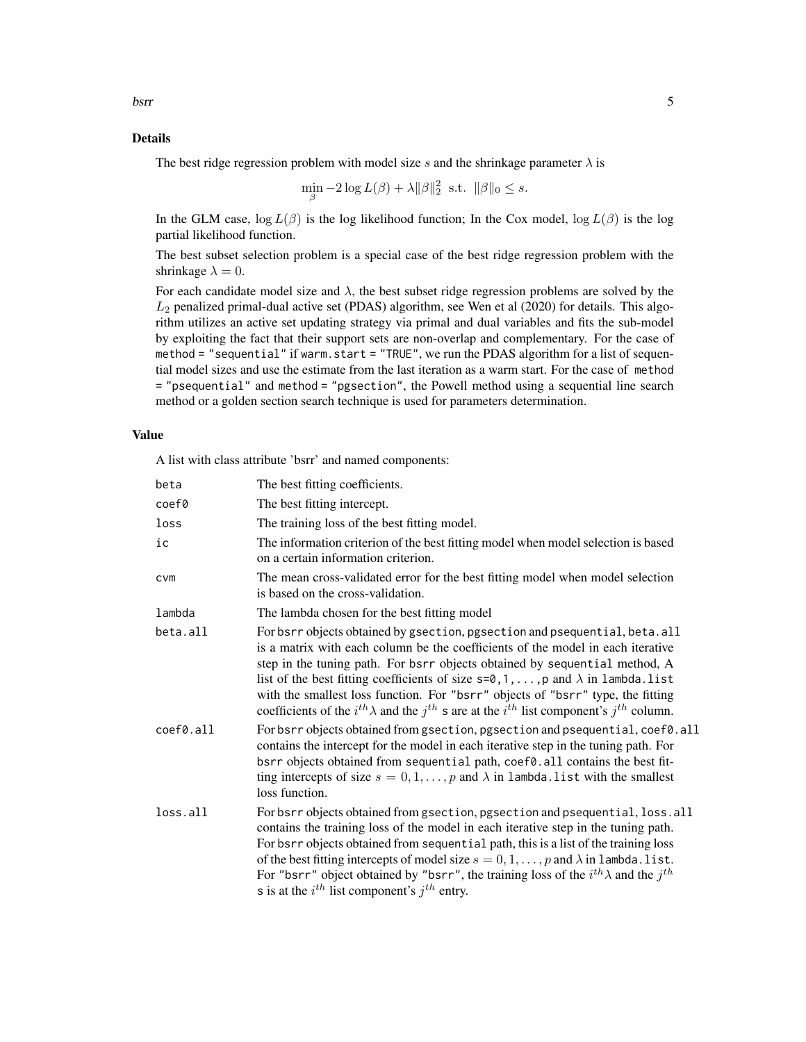## Details

The best ridge regression problem with model size $s$ and the shrinkage parameter $\lambda$ is

$$\min_{\beta} -2 \log L(\beta) + \lambda \|\beta\|_2^2 \text{ s.t. } \|\beta\|_0 \leq s.$$

In the GLM case, $\log L(\beta)$ is the log likelihood function; In the Cox model, $\log L(\beta)$ is the log partial likelihood function.

The best subset selection problem is a special case of the best ridge regression problem with the shrinkage $\lambda = 0$.

For each candidate model size and $\lambda$, the best subset ridge regression problems are solved by the $L_2$ penalized primal-dual active set (PDAS) algorithm, see Wen et al (2020) for details. This algorithm utilizes an active set updating strategy via primal and dual variables and fits the sub-model by exploiting the fact that their support sets are non-overlap and complementary. For the case of `method = "sequential"` if `warm.start = "TRUE"`, we run the PDAS algorithm for a list of sequential model sizes and use the estimate from the last iteration as a warm start. For the case of `method = "psequential"` and `method = "pgsection"`, the Powell method using a sequential line search method or a golden section search technique is used for parameters determination.

## Value

A list with class attribute 'bsrr' and named components:

| | |
|---|---|
| `beta` | The best fitting coefficients. |
| `coef0` | The best fitting intercept. |
| `loss` | The training loss of the best fitting model. |
| `ic` | The information criterion of the best fitting model when model selection is based on a certain information criterion. |
| `cvm` | The mean cross-validated error for the best fitting model when model selection is based on the cross-validation. |
| `lambda` | The lambda chosen for the best fitting model |
| `beta.all` | For bsrr objects obtained by `gsection`, `pgsection` and `psequential`, `beta.all` is a matrix with each column be the coefficients of the model in each iterative step in the tuning path. For bsrr objects obtained by `sequential` method, A list of the best fitting coefficients of size `s=0,1,...,p` and $\lambda$ in `lambda.list` with the smallest loss function. For `"bsrr"` objects of `"bsrr"` type, the fitting coefficients of the $i^{th}$ $\lambda$ and the $j^{th}$ `s` are at the $i^{th}$ list component's $j^{th}$ column. |
| `coef0.all` | For bsrr objects obtained from `gsection`, `pgsection` and `psequential`, `coef0.all` contains the intercept for the model in each iterative step in the tuning path. For bsrr objects obtained from `sequential` path, `coef0.all` contains the best fitting intercepts of size $s = 0, 1, \ldots, p$ and $\lambda$ in `lambda.list` with the smallest loss function. |
| `loss.all` | For bsrr objects obtained from `gsection`, `pgsection` and `psequential`, `loss.all` contains the training loss of the model in each iterative step in the tuning path. For bsrr objects obtained from `sequential` path, this is a list of the training loss of the best fitting intercepts of model size $s = 0, 1, \ldots, p$ and $\lambda$ in `lambda.list`. For `"bsrr"` object obtained by `"bsrr"`, the training loss of the $i^{th}$ $\lambda$ and the $j^{th}$ `s` is at the $i^{th}$ list component's $j^{th}$ entry. |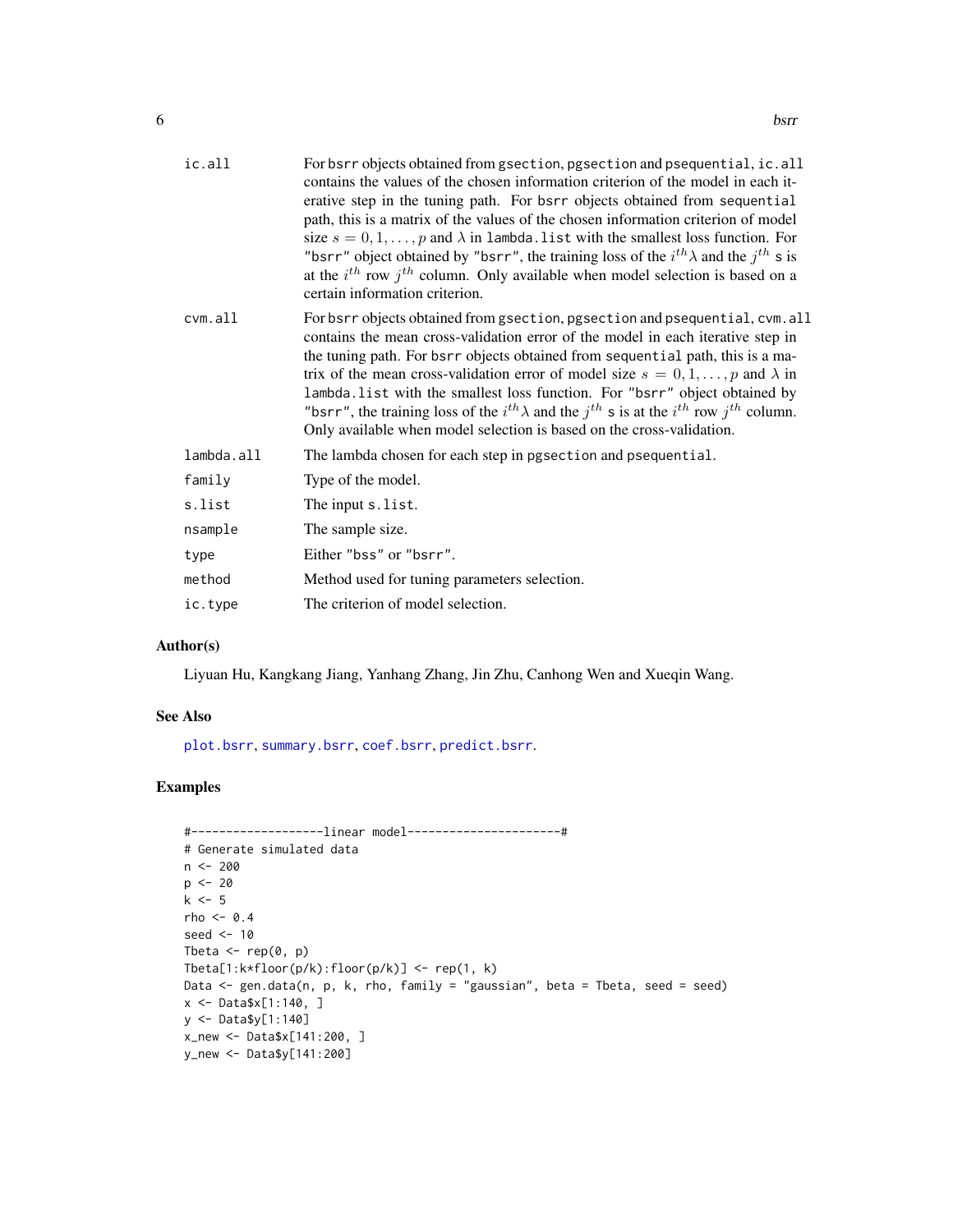| | |
|---|---|
| ic.all | For bsrr objects obtained from gsection, pgsection and psequential, ic.all contains the values of the chosen information criterion of the model in each iterative step in the tuning path. For bsrr objects obtained from sequential path, this is a matrix of the values of the chosen information criterion of model size $s = 0, 1, \ldots, p$ and $\lambda$ in lambda.list with the smallest loss function. For "bsrr" object obtained by "bsrr", the training loss of the $i^{th}\lambda$ and the $j^{th}$ s is at the $i^{th}$ row $j^{th}$ column. Only available when model selection is based on a certain information criterion. |
| cvm.all | For bsrr objects obtained from gsection, pgsection and psequential, cvm.all contains the mean cross-validation error of the model in each iterative step in the tuning path. For bsrr objects obtained from sequential path, this is a matrix of the mean cross-validation error of model size $s = 0, 1, \ldots, p$ and $\lambda$ in lambda.list with the smallest loss function. For "bsrr" object obtained by "bsrr", the training loss of the $i^{th}\lambda$ and the $j^{th}$ s is at the $i^{th}$ row $j^{th}$ column. Only available when model selection is based on the cross-validation. |
| lambda.all | The lambda chosen for each step in pgsection and psequential. |
| family | Type of the model. |
| s.list | The input s.list. |
| nsample | The sample size. |
| type | Either "bss" or "bsrr". |
| method | Method used for tuning parameters selection. |
| ic.type | The criterion of model selection. |

## Author(s)

Liyuan Hu, Kangkang Jiang, Yanhang Zhang, Jin Zhu, Canhong Wen and Xueqin Wang.

## See Also

plot.bsrr, summary.bsrr, coef.bsrr, predict.bsrr.

## Examples

```
#-------------------linear model----------------------#
# Generate simulated data
n <- 200
p <- 20
k <- 5
rho <- 0.4
seed <- 10
Tbeta <- rep(0, p)
Tbeta[1:k*floor(p/k):floor(p/k)] <- rep(1, k)
Data <- gen.data(n, p, k, rho, family = "gaussian", beta = Tbeta, seed = seed)
x <- Data$x[1:140, ]
y <- Data$y[1:140]
x_new <- Data$x[141:200, ]
y_new <- Data$y[141:200]
```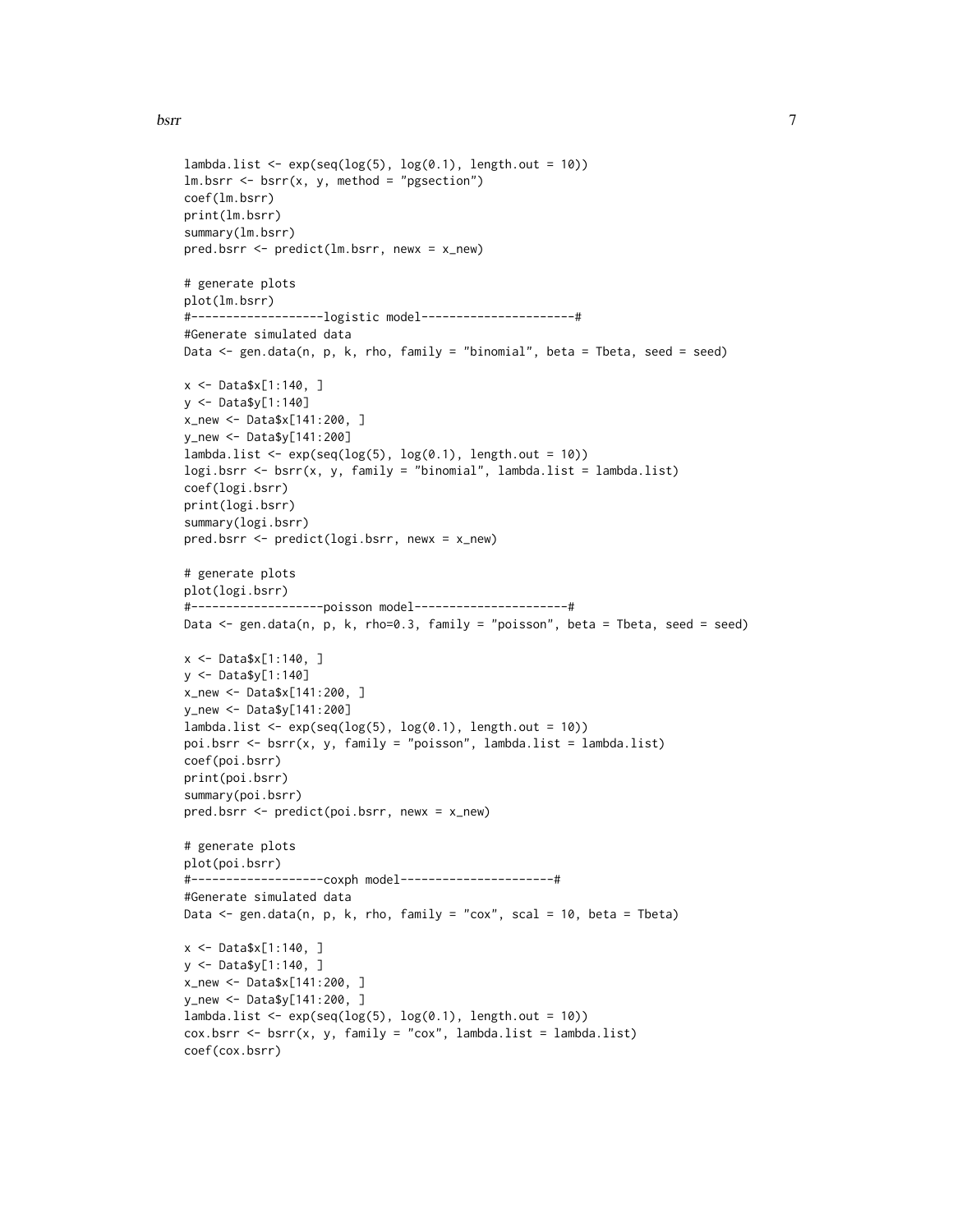```
lambda.list <- exp(seq(log(5), log(0.1), length.out = 10))
lm.bsrr <- bsrr(x, y, method = "pgsection")
coef(lm.bsrr)
print(lm.bsrr)
summary(lm.bsrr)
pred.bsrr <- predict(lm.bsrr, newx = x_new)

# generate plots
plot(lm.bsrr)
#-------------------logistic model----------------------#
#Generate simulated data
Data <- gen.data(n, p, k, rho, family = "binomial", beta = Tbeta, seed = seed)

x <- Data$x[1:140, ]
y <- Data$y[1:140]
x_new <- Data$x[141:200, ]
y_new <- Data$y[141:200]
lambda.list <- exp(seq(log(5), log(0.1), length.out = 10))
logi.bsrr <- bsrr(x, y, family = "binomial", lambda.list = lambda.list)
coef(logi.bsrr)
print(logi.bsrr)
summary(logi.bsrr)
pred.bsrr <- predict(logi.bsrr, newx = x_new)

# generate plots
plot(logi.bsrr)
#-------------------poisson model----------------------#
Data <- gen.data(n, p, k, rho=0.3, family = "poisson", beta = Tbeta, seed = seed)

x <- Data$x[1:140, ]
y <- Data$y[1:140]
x_new <- Data$x[141:200, ]
y_new <- Data$y[141:200]
lambda.list <- exp(seq(log(5), log(0.1), length.out = 10))
poi.bsrr <- bsrr(x, y, family = "poisson", lambda.list = lambda.list)
coef(poi.bsrr)
print(poi.bsrr)
summary(poi.bsrr)
pred.bsrr <- predict(poi.bsrr, newx = x_new)

# generate plots
plot(poi.bsrr)
#-------------------coxph model----------------------#
#Generate simulated data
Data <- gen.data(n, p, k, rho, family = "cox", scal = 10, beta = Tbeta)

x <- Data$x[1:140, ]
y <- Data$y[1:140, ]
x_new <- Data$x[141:200, ]
y_new <- Data$y[141:200, ]
lambda.list <- exp(seq(log(5), log(0.1), length.out = 10))
cox.bsrr <- bsrr(x, y, family = "cox", lambda.list = lambda.list)
coef(cox.bsrr)
```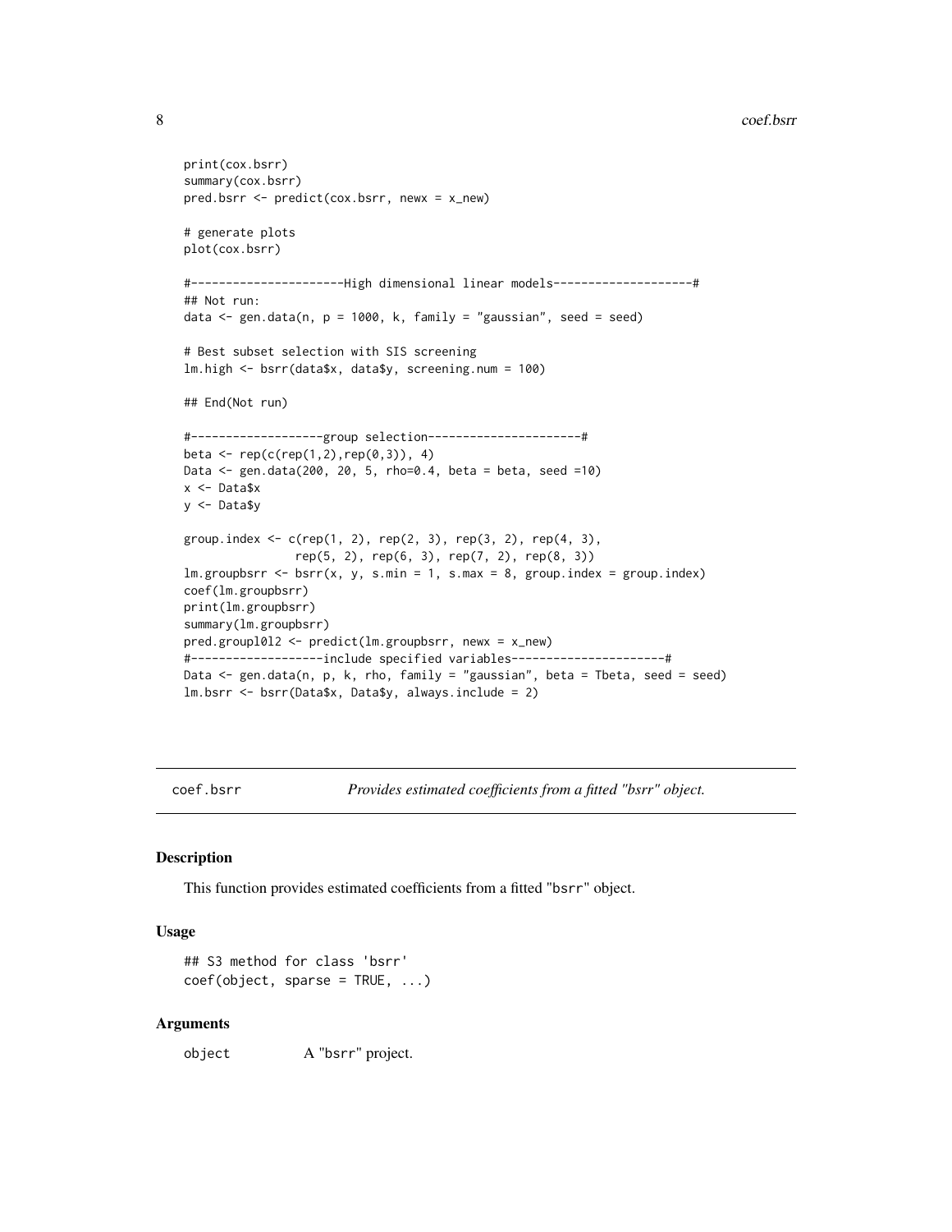```
print(cox.bsrr)
summary(cox.bsrr)
pred.bsrr <- predict(cox.bsrr, newx = x_new)

# generate plots
plot(cox.bsrr)

#----------------------High dimensional linear models--------------------#
## Not run:
data <- gen.data(n, p = 1000, k, family = "gaussian", seed = seed)

# Best subset selection with SIS screening
lm.high <- bsrr(data$x, data$y, screening.num = 100)

## End(Not run)

#-------------------group selection----------------------#
beta <- rep(c(rep(1,2),rep(0,3)), 4)
Data <- gen.data(200, 20, 5, rho=0.4, beta = beta, seed =10)
x <- Data$x
y <- Data$y

group.index <- c(rep(1, 2), rep(2, 3), rep(3, 2), rep(4, 3),
                rep(5, 2), rep(6, 3), rep(7, 2), rep(8, 3))
lm.groupbsrr <- bsrr(x, y, s.min = 1, s.max = 8, group.index = group.index)
coef(lm.groupbsrr)
print(lm.groupbsrr)
summary(lm.groupbsrr)
pred.groupl0l2 <- predict(lm.groupbsrr, newx = x_new)
#-------------------include specified variables----------------------#
Data <- gen.data(n, p, k, rho, family = "gaussian", beta = Tbeta, seed = seed)
lm.bsrr <- bsrr(Data$x, Data$y, always.include = 2)
```

---

## coef.bsrr — *Provides estimated coefficients from a fitted "bsrr" object.*

### Description

This function provides estimated coefficients from a fitted "bsrr" object.

### Usage

```
## S3 method for class 'bsrr'
coef(object, sparse = TRUE, ...)
```

### Arguments

object — A "bsrr" project.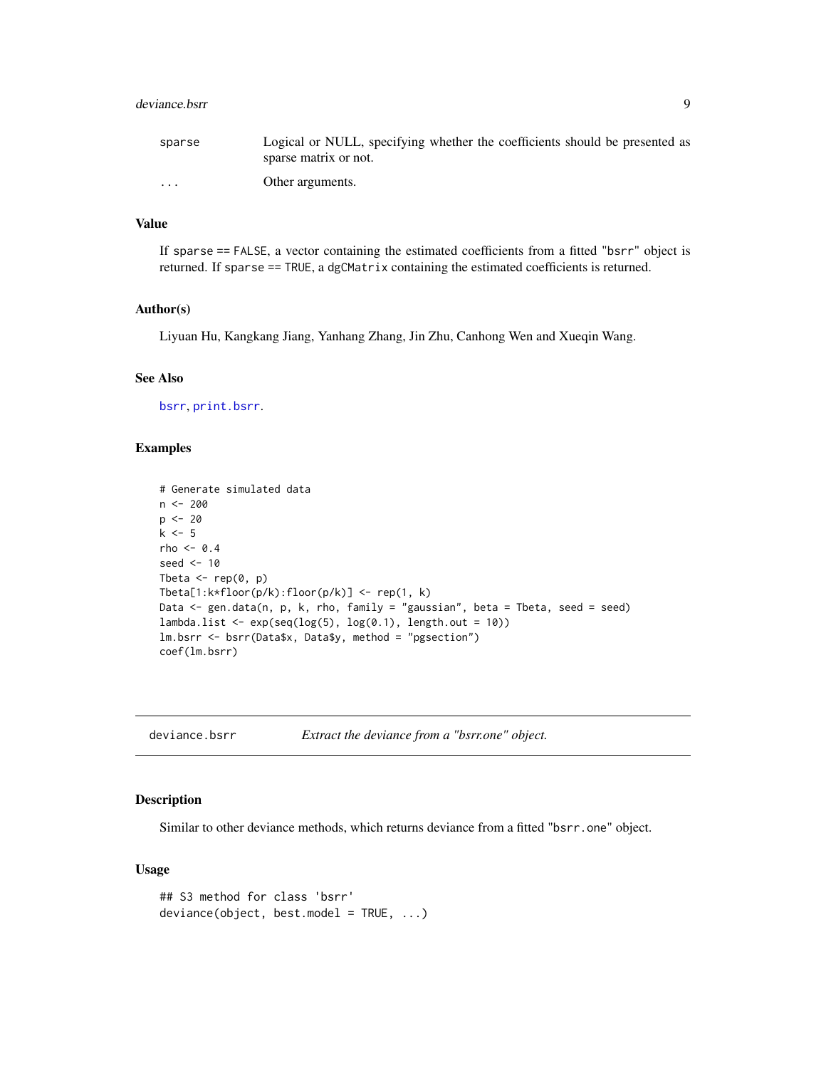| | |
|---|---|
| sparse | Logical or NULL, specifying whether the coefficients should be presented as sparse matrix or not. |
| ... | Other arguments. |

## Value

If sparse == FALSE, a vector containing the estimated coefficients from a fitted "bsrr" object is returned. If sparse == TRUE, a dgCMatrix containing the estimated coefficients is returned.

## Author(s)

Liyuan Hu, Kangkang Jiang, Yanhang Zhang, Jin Zhu, Canhong Wen and Xueqin Wang.

## See Also

bsrr, print.bsrr.

## Examples

```
# Generate simulated data
n <- 200
p <- 20
k <- 5
rho <- 0.4
seed <- 10
Tbeta <- rep(0, p)
Tbeta[1:k*floor(p/k):floor(p/k)] <- rep(1, k)
Data <- gen.data(n, p, k, rho, family = "gaussian", beta = Tbeta, seed = seed)
lambda.list <- exp(seq(log(5), log(0.1), length.out = 10))
lm.bsrr <- bsrr(Data$x, Data$y, method = "pgsection")
coef(lm.bsrr)
```

---

# deviance.bsrr *Extract the deviance from a "bsrr.one" object.*

## Description

Similar to other deviance methods, which returns deviance from a fitted "bsrr.one" object.

## Usage

```
## S3 method for class 'bsrr'
deviance(object, best.model = TRUE, ...)
```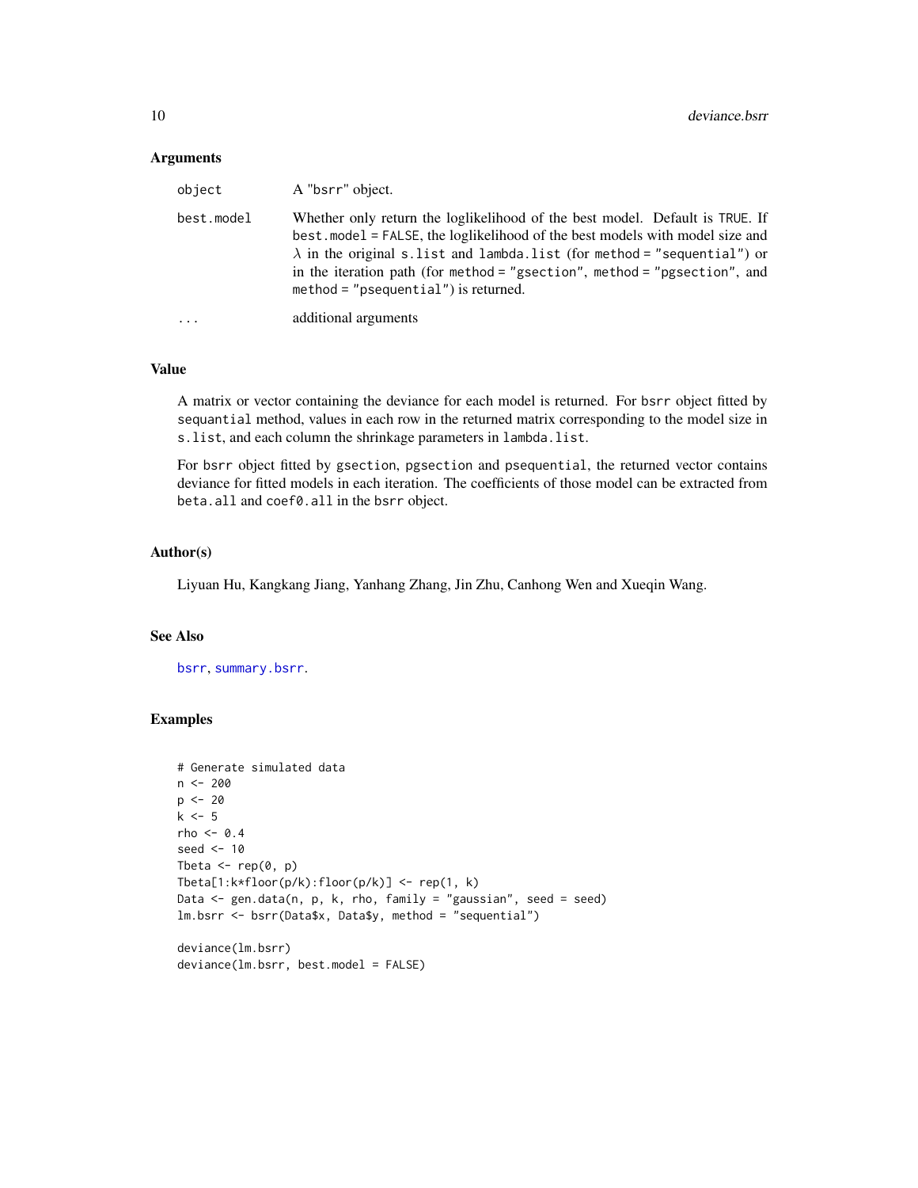### Arguments

| | |
|---|---|
| `object` | A "bsrr" object. |
| `best.model` | Whether only return the loglikelihood of the best model. Default is `TRUE`. If `best.model = FALSE`, the loglikelihood of the best models with model size and $\lambda$ in the original `s.list` and `lambda.list` (for `method = "sequential"`) or in the iteration path (for `method = "gsection"`, `method = "pgsection"`, and `method = "psequential"`) is returned. |
| `...` | additional arguments |

### Value

A matrix or vector containing the deviance for each model is returned. For `bsrr` object fitted by `sequantial` method, values in each row in the returned matrix corresponding to the model size in `s.list`, and each column the shrinkage parameters in `lambda.list`.

For `bsrr` object fitted by `gsection`, `pgsection` and `psequential`, the returned vector contains deviance for fitted models in each iteration. The coefficients of those model can be extracted from `beta.all` and `coef0.all` in the `bsrr` object.

### Author(s)

Liyuan Hu, Kangkang Jiang, Yanhang Zhang, Jin Zhu, Canhong Wen and Xueqin Wang.

### See Also

`bsrr`, `summary.bsrr`.

### Examples

```
# Generate simulated data
n <- 200
p <- 20
k <- 5
rho <- 0.4
seed <- 10
Tbeta <- rep(0, p)
Tbeta[1:k*floor(p/k):floor(p/k)] <- rep(1, k)
Data <- gen.data(n, p, k, rho, family = "gaussian", seed = seed)
lm.bsrr <- bsrr(Data$x, Data$y, method = "sequential")

deviance(lm.bsrr)
deviance(lm.bsrr, best.model = FALSE)
```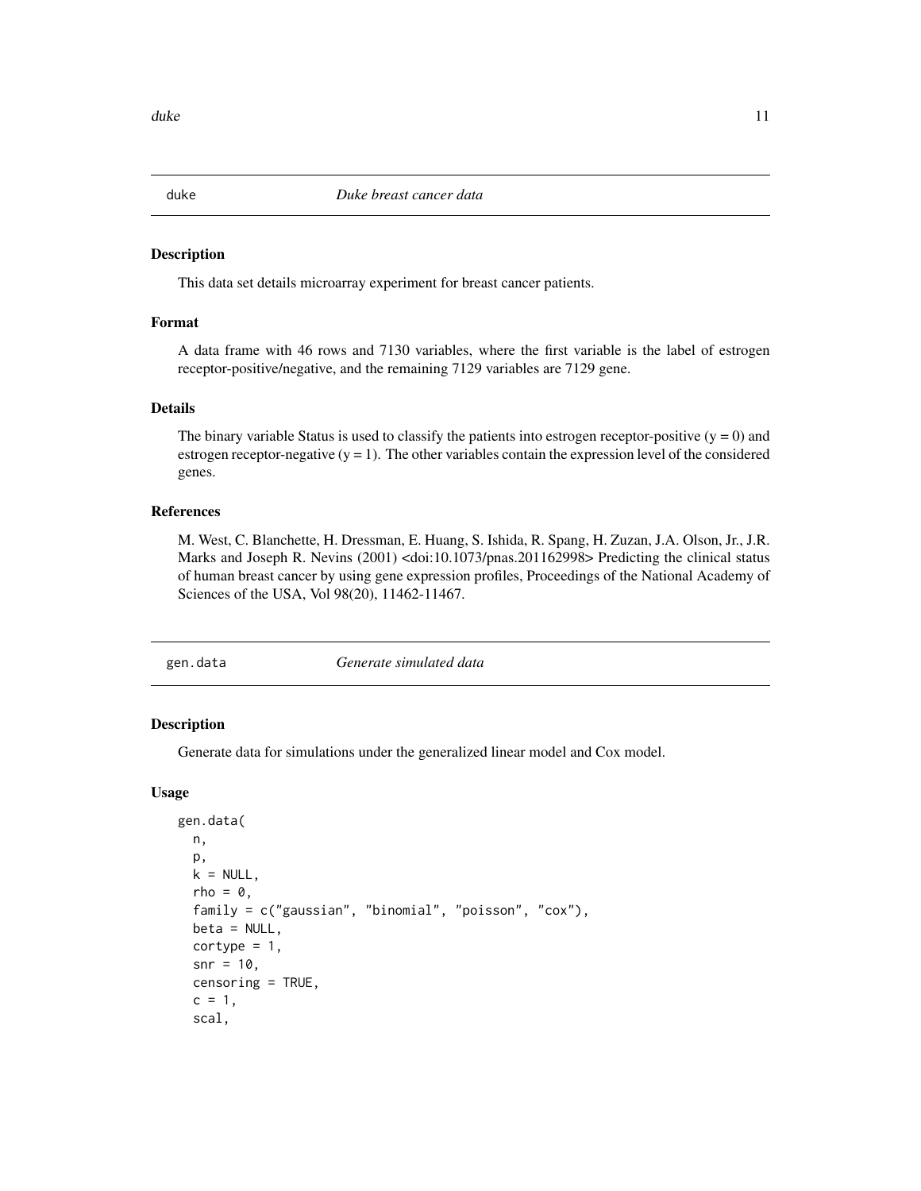## duke — *Duke breast cancer data*

### Description

This data set details microarray experiment for breast cancer patients.

### Format

A data frame with 46 rows and 7130 variables, where the first variable is the label of estrogen receptor-positive/negative, and the remaining 7129 variables are 7129 gene.

### Details

The binary variable Status is used to classify the patients into estrogen receptor-positive ($y = 0$) and estrogen receptor-negative ($y = 1$). The other variables contain the expression level of the considered genes.

### References

M. West, C. Blanchette, H. Dressman, E. Huang, S. Ishida, R. Spang, H. Zuzan, J.A. Olson, Jr., J.R. Marks and Joseph R. Nevins (2001) <doi:10.1073/pnas.201162998> Predicting the clinical status of human breast cancer by using gene expression profiles, Proceedings of the National Academy of Sciences of the USA, Vol 98(20), 11462-11467.

## gen.data — *Generate simulated data*

### Description

Generate data for simulations under the generalized linear model and Cox model.

### Usage

```
gen.data(
  n,
  p,
  k = NULL,
  rho = 0,
  family = c("gaussian", "binomial", "poisson", "cox"),
  beta = NULL,
  cortype = 1,
  snr = 10,
  censoring = TRUE,
  c = 1,
  scal,
```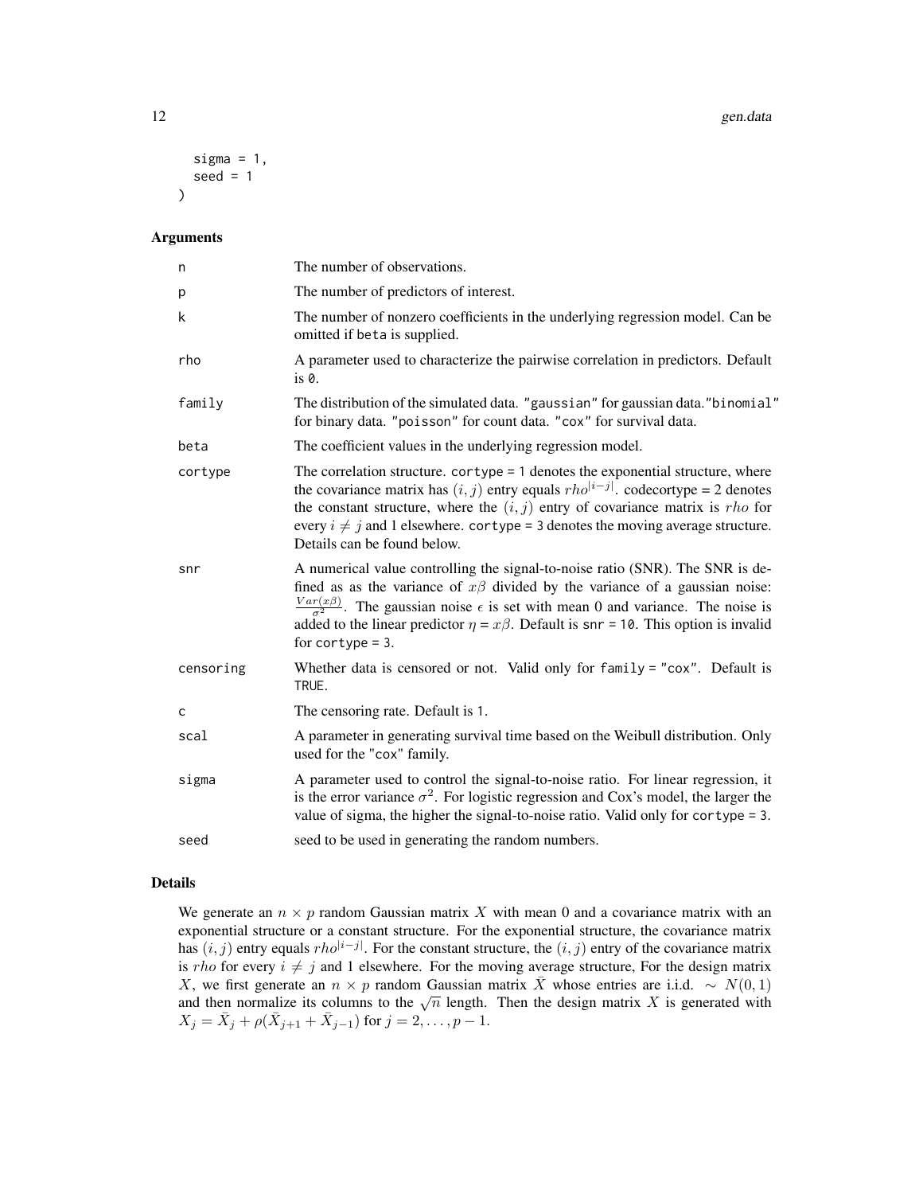```
  sigma = 1,
  seed = 1
)
```

## Arguments

| | |
|---|---|
| n | The number of observations. |
| p | The number of predictors of interest. |
| k | The number of nonzero coefficients in the underlying regression model. Can be omitted if beta is supplied. |
| rho | A parameter used to characterize the pairwise correlation in predictors. Default is 0. |
| family | The distribution of the simulated data. "gaussian" for gaussian data."binomial" for binary data. "poisson" for count data. "cox" for survival data. |
| beta | The coefficient values in the underlying regression model. |
| cortype | The correlation structure. cortype = 1 denotes the exponential structure, where the covariance matrix has $(i, j)$ entry equals $rho^{\|i-j\|}$. codecortype = 2 denotes the constant structure, where the $(i, j)$ entry of covariance matrix is $rho$ for every $i \neq j$ and 1 elsewhere. cortype = 3 denotes the moving average structure. Details can be found below. |
| snr | A numerical value controlling the signal-to-noise ratio (SNR). The SNR is defined as as the variance of $x\beta$ divided by the variance of a gaussian noise: $\frac{Var(x\beta)}{\sigma^2}$. The gaussian noise $\epsilon$ is set with mean 0 and variance. The noise is added to the linear predictor $\eta = x\beta$. Default is snr = 10. This option is invalid for cortype = 3. |
| censoring | Whether data is censored or not. Valid only for family = "cox". Default is TRUE. |
| c | The censoring rate. Default is 1. |
| scal | A parameter in generating survival time based on the Weibull distribution. Only used for the "cox" family. |
| sigma | A parameter used to control the signal-to-noise ratio. For linear regression, it is the error variance $\sigma^2$. For logistic regression and Cox's model, the larger the value of sigma, the higher the signal-to-noise ratio. Valid only for cortype = 3. |
| seed | seed to be used in generating the random numbers. |

## Details

We generate an $n \times p$ random Gaussian matrix $X$ with mean 0 and a covariance matrix with an exponential structure or a constant structure. For the exponential structure, the covariance matrix has $(i, j)$ entry equals $rho^{|i-j|}$. For the constant structure, the $(i, j)$ entry of the covariance matrix is $rho$ for every $i \neq j$ and 1 elsewhere. For the moving average structure, For the design matrix $X$, we first generate an $n \times p$ random Gaussian matrix $\bar{X}$ whose entries are i.i.d. $\sim N(0, 1)$ and then normalize its columns to the $\sqrt{n}$ length. Then the design matrix $X$ is generated with $X_j = \bar{X}_j + \rho(\bar{X}_{j+1} + \bar{X}_{j-1})$ for $j = 2, \ldots, p - 1$.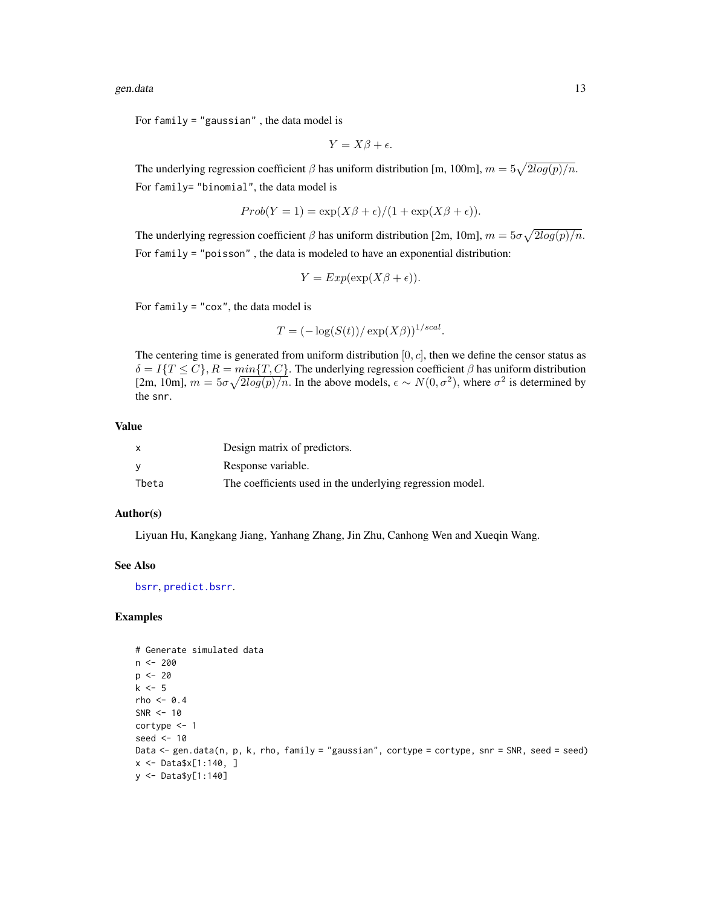For `family = "gaussian"` , the data model is

$$Y = X\beta + \epsilon.$$

The underlying regression coefficient $\beta$ has uniform distribution [m, 100m], $m = 5\sqrt{2log(p)/n}$.

For `family= "binomial"`, the data model is

$$Prob(Y = 1) = \exp(X\beta + \epsilon)/(1 + \exp(X\beta + \epsilon)).$$

The underlying regression coefficient $\beta$ has uniform distribution [2m, 10m], $m = 5\sigma\sqrt{2log(p)/n}$.

For `family = "poisson"` , the data is modeled to have an exponential distribution:

$$Y = Exp(\exp(X\beta + \epsilon)).$$

For `family = "cox"`, the data model is

$$T = (-\log(S(t))/\exp(X\beta))^{1/scal}.$$

The centering time is generated from uniform distribution $[0, c]$, then we define the censor status as $\delta = I\{T \leq C\}, R = min\{T, C\}$. The underlying regression coefficient $\beta$ has uniform distribution [2m, 10m], $m = 5\sigma\sqrt{2log(p)/n}$. In the above models, $\epsilon \sim N(0, \sigma^2)$, where $\sigma^2$ is determined by the `snr`.

## Value

| | |
|---|---|
| x | Design matrix of predictors. |
| y | Response variable. |
| Tbeta | The coefficients used in the underlying regression model. |

## Author(s)

Liyuan Hu, Kangkang Jiang, Yanhang Zhang, Jin Zhu, Canhong Wen and Xueqin Wang.

## See Also

bsrr, predict.bsrr.

## Examples

```
# Generate simulated data
n <- 200
p <- 20
k <- 5
rho <- 0.4
SNR <- 10
cortype <- 1
seed <- 10
Data <- gen.data(n, p, k, rho, family = "gaussian", cortype = cortype, snr = SNR, seed = seed)
x <- Data$x[1:140, ]
y <- Data$y[1:140]
```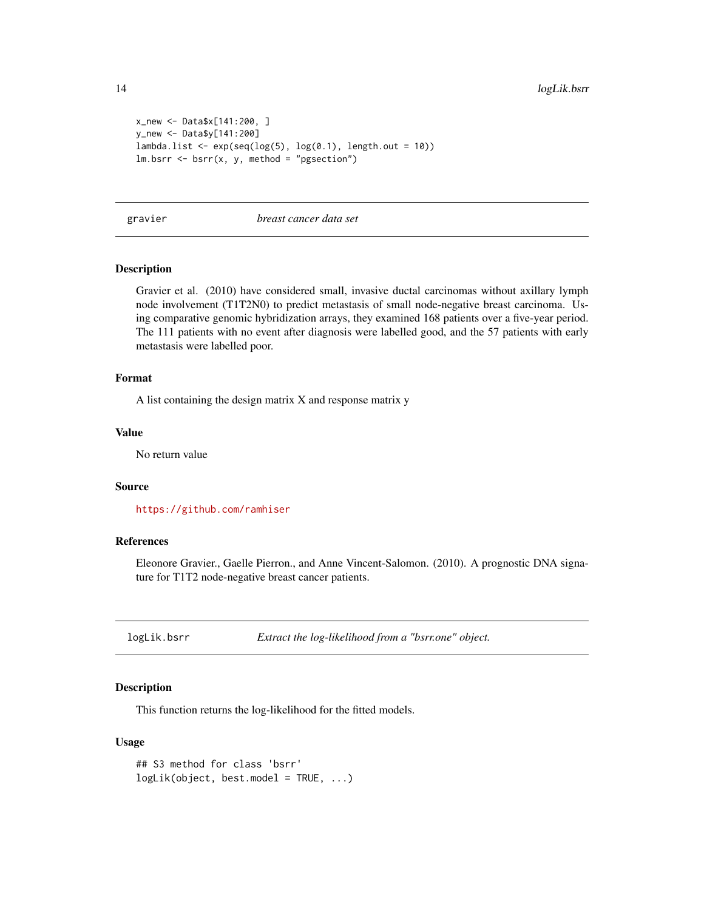```
x_new <- Data$x[141:200, ]
y_new <- Data$y[141:200]
lambda.list <- exp(seq(log(5), log(0.1), length.out = 10))
lm.bsrr <- bsrr(x, y, method = "pgsection")
```

---

## gravier — *breast cancer data set*

### Description

Gravier et al. (2010) have considered small, invasive ductal carcinomas without axillary lymph node involvement (T1T2N0) to predict metastasis of small node-negative breast carcinoma. Using comparative genomic hybridization arrays, they examined 168 patients over a five-year period. The 111 patients with no event after diagnosis were labelled good, and the 57 patients with early metastasis were labelled poor.

### Format

A list containing the design matrix X and response matrix y

### Value

No return value

### Source

https://github.com/ramhiser

### References

Eleonore Gravier., Gaelle Pierron., and Anne Vincent-Salomon. (2010). A prognostic DNA signature for T1T2 node-negative breast cancer patients.

---

## logLik.bsrr — *Extract the log-likelihood from a "bsrr.one" object.*

### Description

This function returns the log-likelihood for the fitted models.

### Usage

```
## S3 method for class 'bsrr'
logLik(object, best.model = TRUE, ...)
```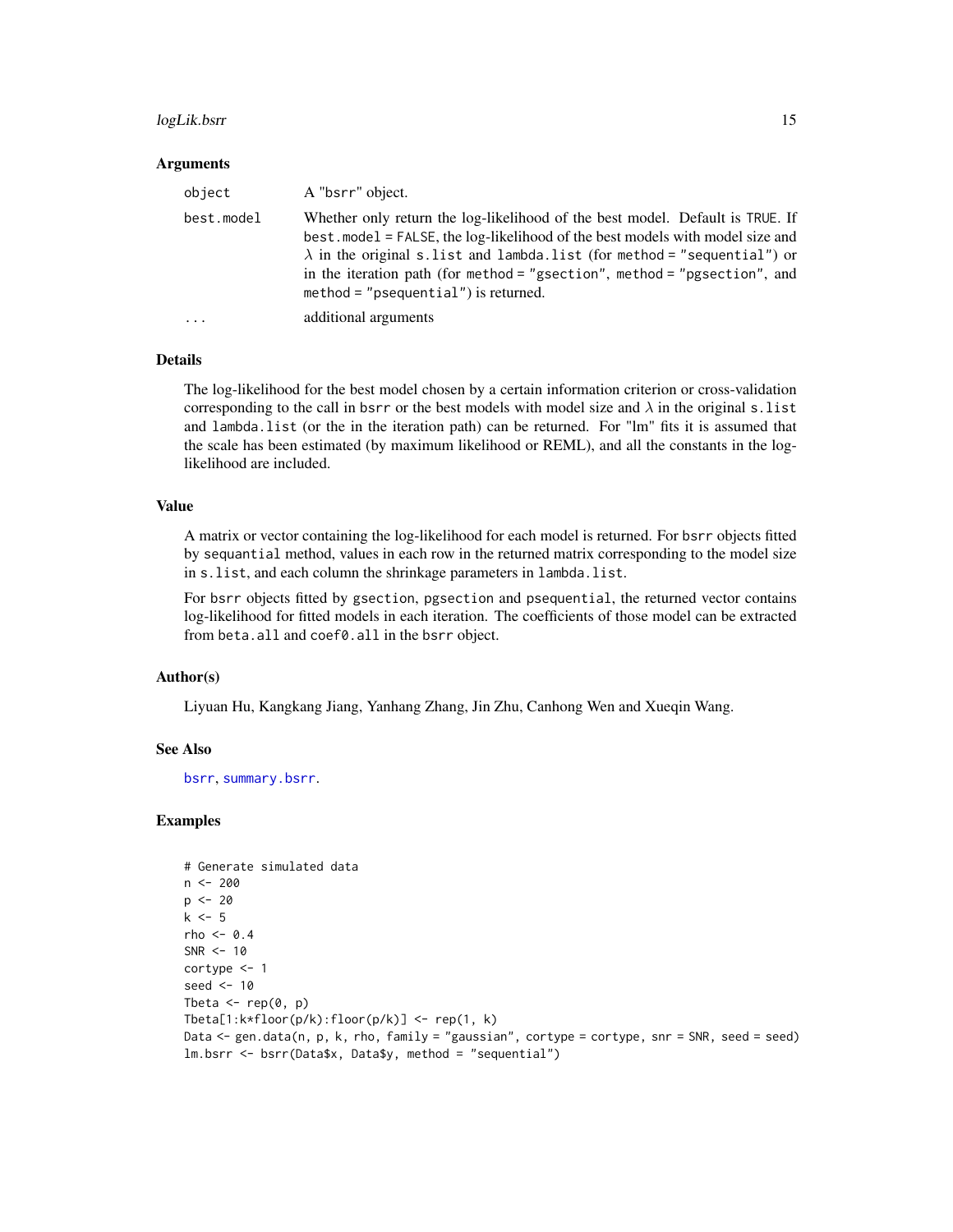## Arguments

| | |
|---|---|
| `object` | A "bsrr" object. |
| `best.model` | Whether only return the log-likelihood of the best model. Default is `TRUE`. If `best.model = FALSE`, the log-likelihood of the best models with model size and $\lambda$ in the original `s.list` and `lambda.list` (for `method = "sequential"`) or in the iteration path (for `method = "gsection"`, `method = "pgsection"`, and `method = "psequential"`) is returned. |
| `...` | additional arguments |

## Details

The log-likelihood for the best model chosen by a certain information criterion or cross-validation corresponding to the call in `bsrr` or the best models with model size and $\lambda$ in the original `s.list` and `lambda.list` (or the in the iteration path) can be returned. For "lm" fits it is assumed that the scale has been estimated (by maximum likelihood or REML), and all the constants in the log-likelihood are included.

## Value

A matrix or vector containing the log-likelihood for each model is returned. For `bsrr` objects fitted by `sequantial` method, values in each row in the returned matrix corresponding to the model size in `s.list`, and each column the shrinkage parameters in `lambda.list`.

For `bsrr` objects fitted by `gsection`, `pgsection` and `psequential`, the returned vector contains log-likelihood for fitted models in each iteration. The coefficients of those model can be extracted from `beta.all` and `coef0.all` in the `bsrr` object.

## Author(s)

Liyuan Hu, Kangkang Jiang, Yanhang Zhang, Jin Zhu, Canhong Wen and Xueqin Wang.

## See Also

`bsrr`, `summary.bsrr`.

## Examples

```
# Generate simulated data
n <- 200
p <- 20
k <- 5
rho <- 0.4
SNR <- 10
cortype <- 1
seed <- 10
Tbeta <- rep(0, p)
Tbeta[1:k*floor(p/k):floor(p/k)] <- rep(1, k)
Data <- gen.data(n, p, k, rho, family = "gaussian", cortype = cortype, snr = SNR, seed = seed)
lm.bsrr <- bsrr(Data$x, Data$y, method = "sequential")
```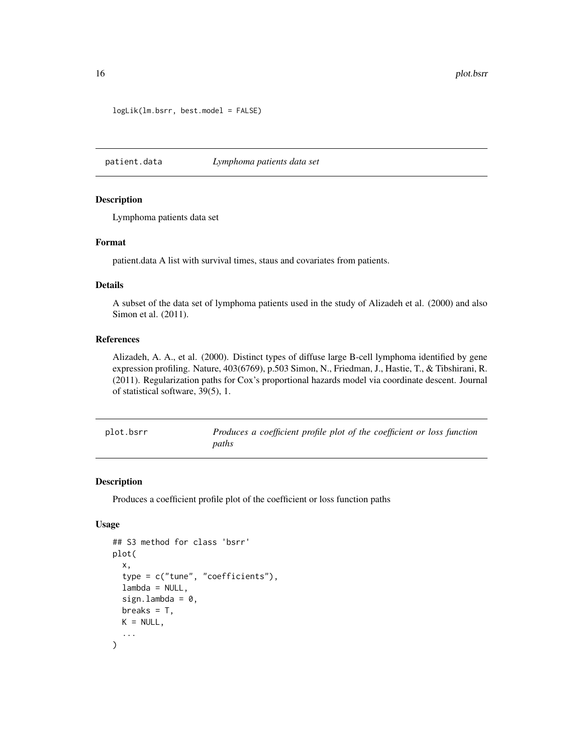```
logLik(lm.bsrr, best.model = FALSE)
```

## patient.data — *Lymphoma patients data set*

### Description

Lymphoma patients data set

### Format

patient.data A list with survival times, staus and covariates from patients.

### Details

A subset of the data set of lymphoma patients used in the study of Alizadeh et al. (2000) and also Simon et al. (2011).

### References

Alizadeh, A. A., et al. (2000). Distinct types of diffuse large B-cell lymphoma identified by gene expression profiling. Nature, 403(6769), p.503 Simon, N., Friedman, J., Hastie, T., & Tibshirani, R. (2011). Regularization paths for Cox's proportional hazards model via coordinate descent. Journal of statistical software, 39(5), 1.

## plot.bsrr — *Produces a coefficient profile plot of the coefficient or loss function paths*

### Description

Produces a coefficient profile plot of the coefficient or loss function paths

### Usage

```
## S3 method for class 'bsrr'
plot(
  x,
  type = c("tune", "coefficients"),
  lambda = NULL,
  sign.lambda = 0,
  breaks = T,
  K = NULL,
  ...
)
```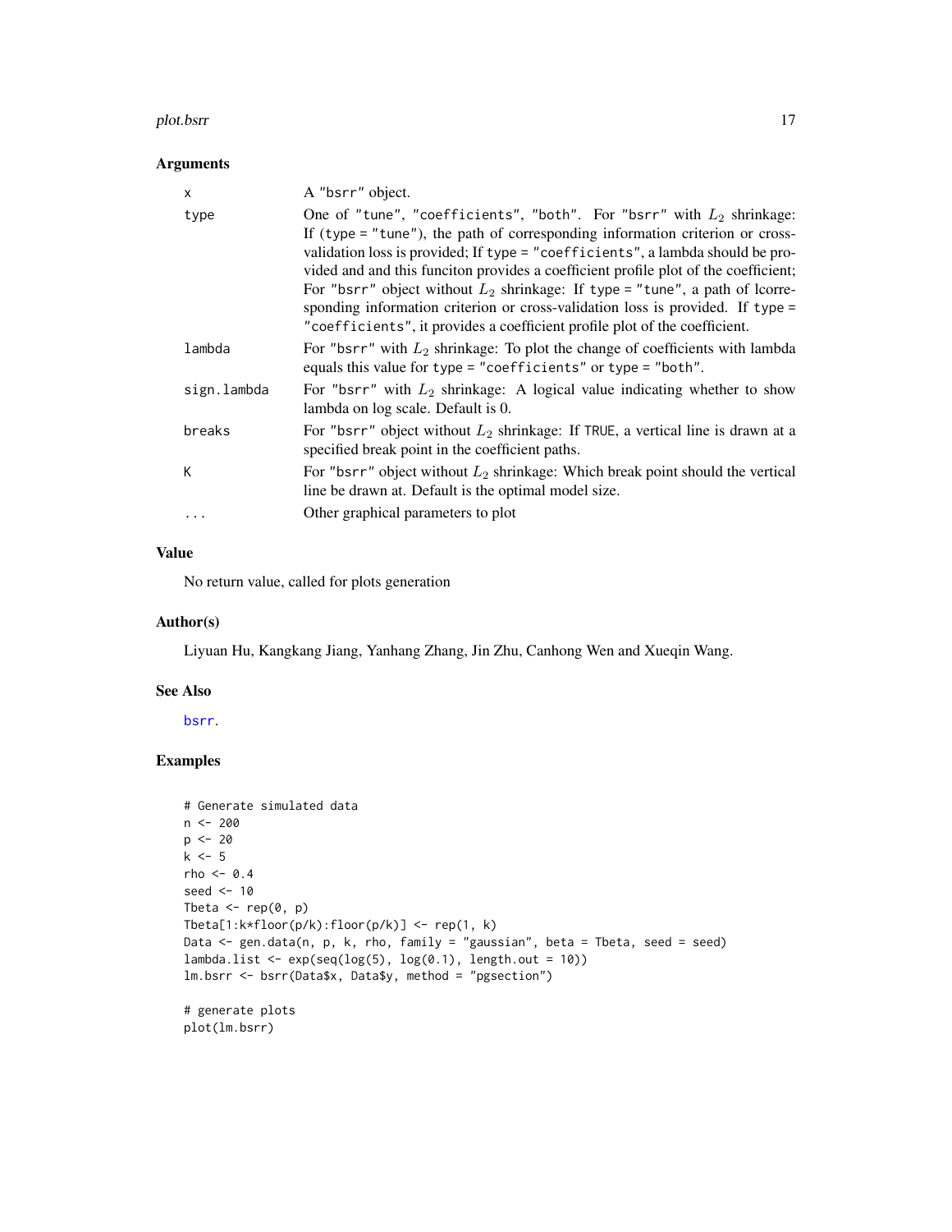## Arguments

| | |
|---|---|
| x | A "bsrr" object. |
| type | One of "tune", "coefficients", "both". For "bsrr" with $L_2$ shrinkage: If (type = "tune"), the path of corresponding information criterion or cross-validation loss is provided; If type = "coefficients", a lambda should be provided and and this funciton provides a coefficient profile plot of the coefficient; For "bsrr" object without $L_2$ shrinkage: If type = "tune", a path of lcorresponding information criterion or cross-validation loss is provided. If type = "coefficients", it provides a coefficient profile plot of the coefficient. |
| lambda | For "bsrr" with $L_2$ shrinkage: To plot the change of coefficients with lambda equals this value for type = "coefficients" or type = "both". |
| sign.lambda | For "bsrr" with $L_2$ shrinkage: A logical value indicating whether to show lambda on log scale. Default is 0. |
| breaks | For "bsrr" object without $L_2$ shrinkage: If TRUE, a vertical line is drawn at a specified break point in the coefficient paths. |
| K | For "bsrr" object without $L_2$ shrinkage: Which break point should the vertical line be drawn at. Default is the optimal model size. |
| ... | Other graphical parameters to plot |

## Value

No return value, called for plots generation

## Author(s)

Liyuan Hu, Kangkang Jiang, Yanhang Zhang, Jin Zhu, Canhong Wen and Xueqin Wang.

## See Also

bsrr.

## Examples

```
# Generate simulated data
n <- 200
p <- 20
k <- 5
rho <- 0.4
seed <- 10
Tbeta <- rep(0, p)
Tbeta[1:k*floor(p/k):floor(p/k)] <- rep(1, k)
Data <- gen.data(n, p, k, rho, family = "gaussian", beta = Tbeta, seed = seed)
lambda.list <- exp(seq(log(5), log(0.1), length.out = 10))
lm.bsrr <- bsrr(Data$x, Data$y, method = "pgsection")

# generate plots
plot(lm.bsrr)
```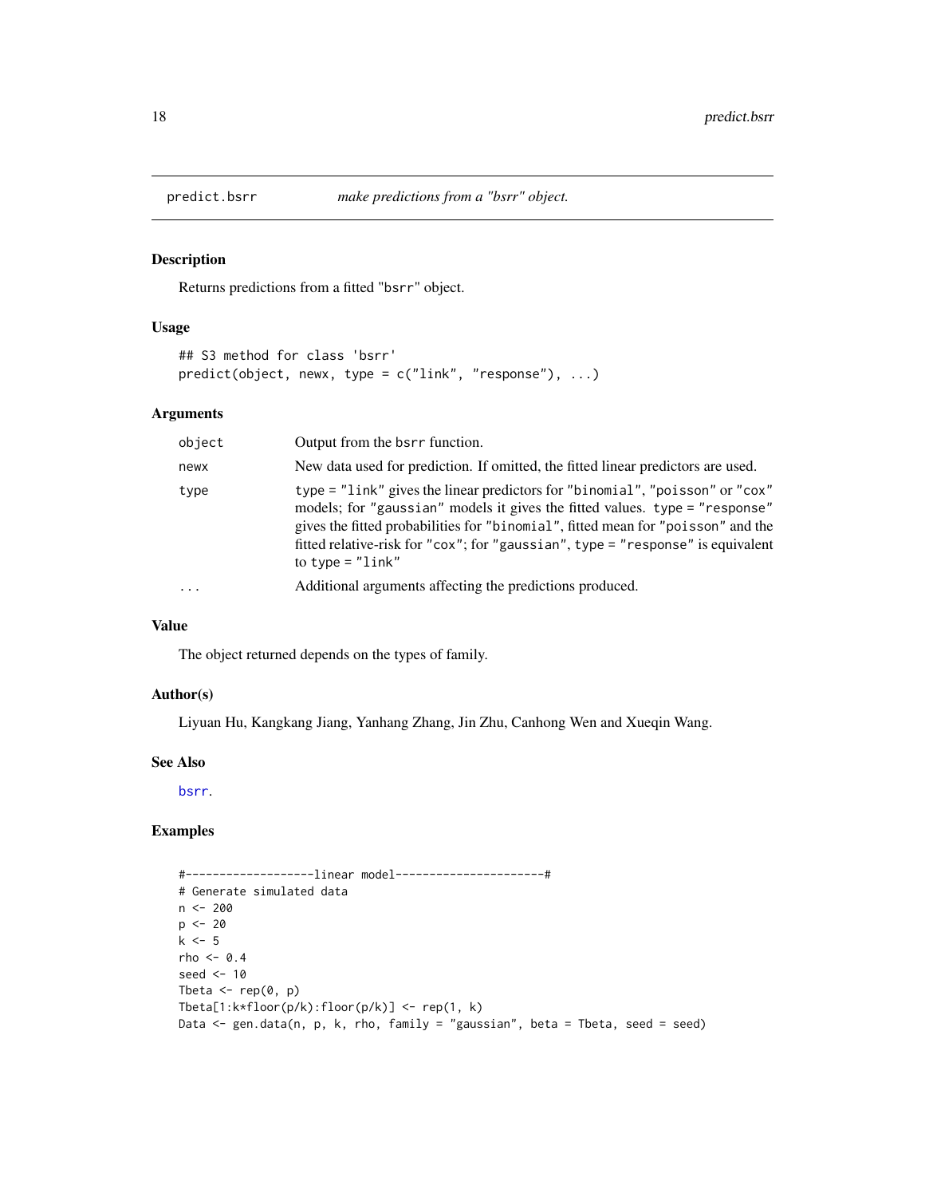# predict.bsrr *make predictions from a "bsrr" object.*

## Description

Returns predictions from a fitted "bsrr" object.

## Usage

```
## S3 method for class 'bsrr'
predict(object, newx, type = c("link", "response"), ...)
```

## Arguments

| | |
|---|---|
| object | Output from the bsrr function. |
| newx | New data used for prediction. If omitted, the fitted linear predictors are used. |
| type | type = "link" gives the linear predictors for "binomial", "poisson" or "cox" models; for "gaussian" models it gives the fitted values. type = "response" gives the fitted probabilities for "binomial", fitted mean for "poisson" and the fitted relative-risk for "cox"; for "gaussian", type = "response" is equivalent to type = "link" |
| ... | Additional arguments affecting the predictions produced. |

## Value

The object returned depends on the types of family.

## Author(s)

Liyuan Hu, Kangkang Jiang, Yanhang Zhang, Jin Zhu, Canhong Wen and Xueqin Wang.

## See Also

bsrr.

## Examples

```
#-------------------linear model----------------------#
# Generate simulated data
n <- 200
p <- 20
k <- 5
rho <- 0.4
seed <- 10
Tbeta <- rep(0, p)
Tbeta[1:k*floor(p/k):floor(p/k)] <- rep(1, k)
Data <- gen.data(n, p, k, rho, family = "gaussian", beta = Tbeta, seed = seed)
```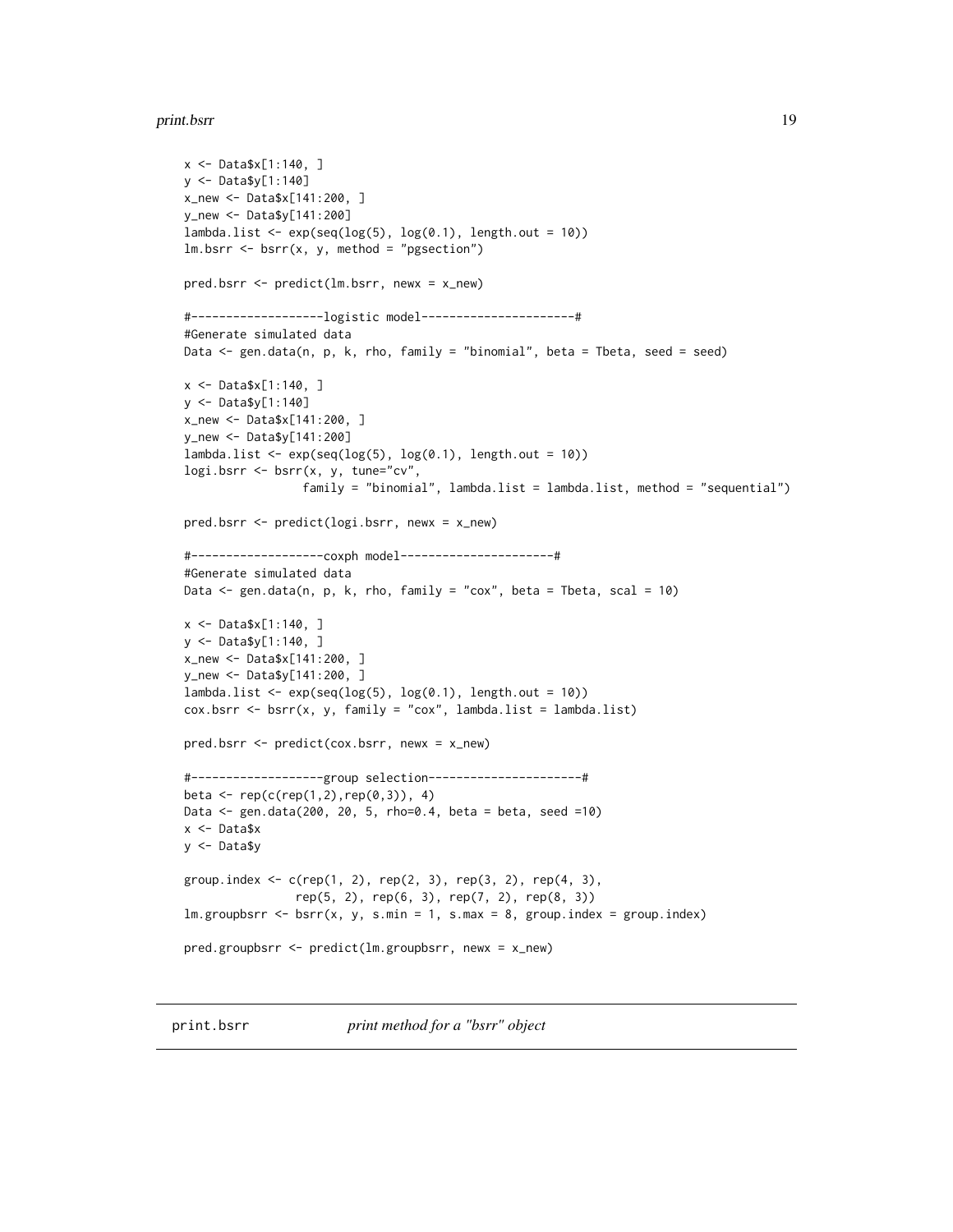```
x <- Data$x[1:140, ]
y <- Data$y[1:140]
x_new <- Data$x[141:200, ]
y_new <- Data$y[141:200]
lambda.list <- exp(seq(log(5), log(0.1), length.out = 10))
lm.bsrr <- bsrr(x, y, method = "pgsection")

pred.bsrr <- predict(lm.bsrr, newx = x_new)

#-------------------logistic model----------------------#
#Generate simulated data
Data <- gen.data(n, p, k, rho, family = "binomial", beta = Tbeta, seed = seed)

x <- Data$x[1:140, ]
y <- Data$y[1:140]
x_new <- Data$x[141:200, ]
y_new <- Data$y[141:200]
lambda.list <- exp(seq(log(5), log(0.1), length.out = 10))
logi.bsrr <- bsrr(x, y, tune="cv",
                 family = "binomial", lambda.list = lambda.list, method = "sequential")

pred.bsrr <- predict(logi.bsrr, newx = x_new)

#-------------------coxph model----------------------#
#Generate simulated data
Data <- gen.data(n, p, k, rho, family = "cox", beta = Tbeta, scal = 10)

x <- Data$x[1:140, ]
y <- Data$y[1:140, ]
x_new <- Data$x[141:200, ]
y_new <- Data$y[141:200, ]
lambda.list <- exp(seq(log(5), log(0.1), length.out = 10))
cox.bsrr <- bsrr(x, y, family = "cox", lambda.list = lambda.list)

pred.bsrr <- predict(cox.bsrr, newx = x_new)

#-------------------group selection----------------------#
beta <- rep(c(rep(1,2),rep(0,3)), 4)
Data <- gen.data(200, 20, 5, rho=0.4, beta = beta, seed =10)
x <- Data$x
y <- Data$y

group.index <- c(rep(1, 2), rep(2, 3), rep(3, 2), rep(4, 3),
                rep(5, 2), rep(6, 3), rep(7, 2), rep(8, 3))
lm.groupbsrr <- bsrr(x, y, s.min = 1, s.max = 8, group.index = group.index)

pred.groupbsrr <- predict(lm.groupbsrr, newx = x_new)
```

## print.bsrr *print method for a "bsrr" object*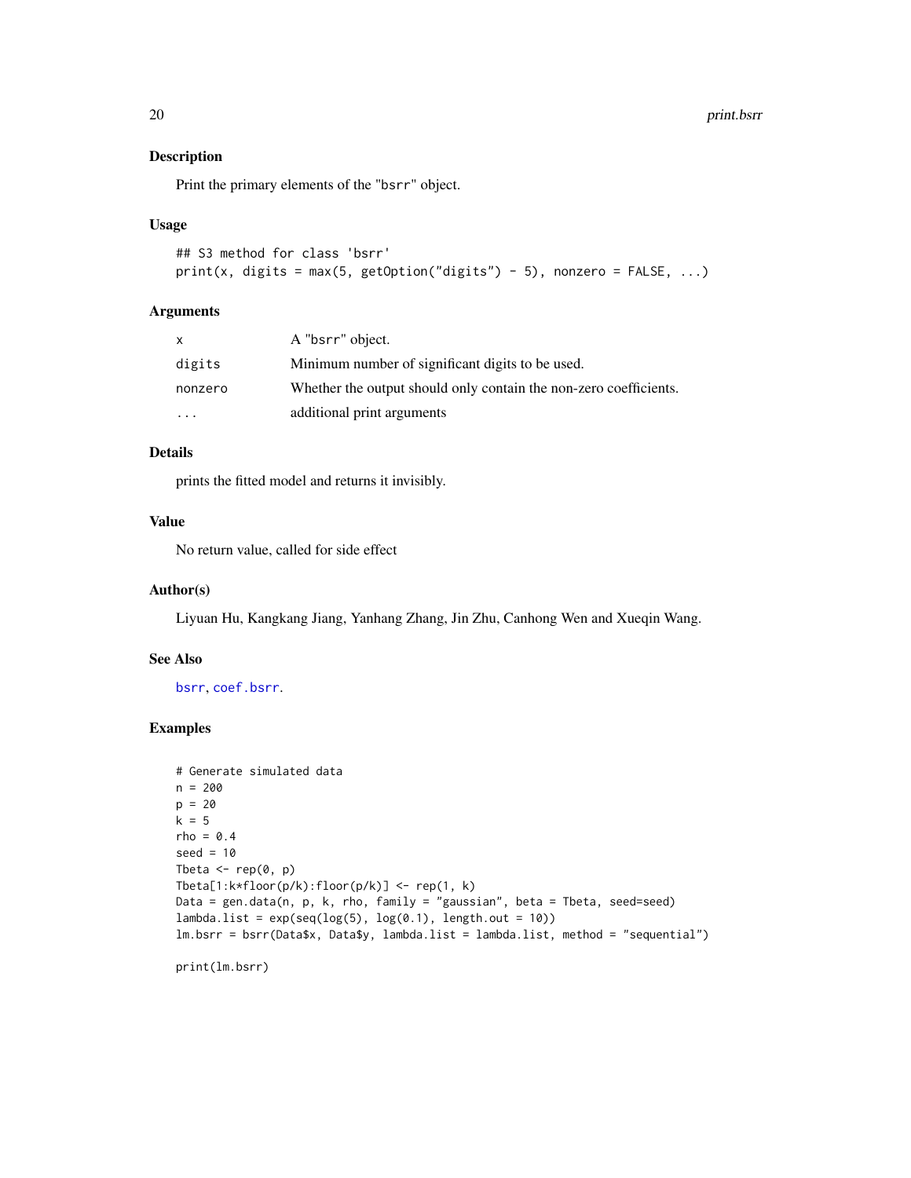## Description

Print the primary elements of the "bsrr" object.

## Usage

```
## S3 method for class 'bsrr'
print(x, digits = max(5, getOption("digits") - 5), nonzero = FALSE, ...)
```

## Arguments

| | |
|---|---|
| x | A "bsrr" object. |
| digits | Minimum number of significant digits to be used. |
| nonzero | Whether the output should only contain the non-zero coefficients. |
| ... | additional print arguments |

## Details

prints the fitted model and returns it invisibly.

## Value

No return value, called for side effect

## Author(s)

Liyuan Hu, Kangkang Jiang, Yanhang Zhang, Jin Zhu, Canhong Wen and Xueqin Wang.

## See Also

bsrr, coef.bsrr.

## Examples

```
# Generate simulated data
n = 200
p = 20
k = 5
rho = 0.4
seed = 10
Tbeta <- rep(0, p)
Tbeta[1:k*floor(p/k):floor(p/k)] <- rep(1, k)
Data = gen.data(n, p, k, rho, family = "gaussian", beta = Tbeta, seed=seed)
lambda.list = exp(seq(log(5), log(0.1), length.out = 10))
lm.bsrr = bsrr(Data$x, Data$y, lambda.list = lambda.list, method = "sequential")

print(lm.bsrr)
```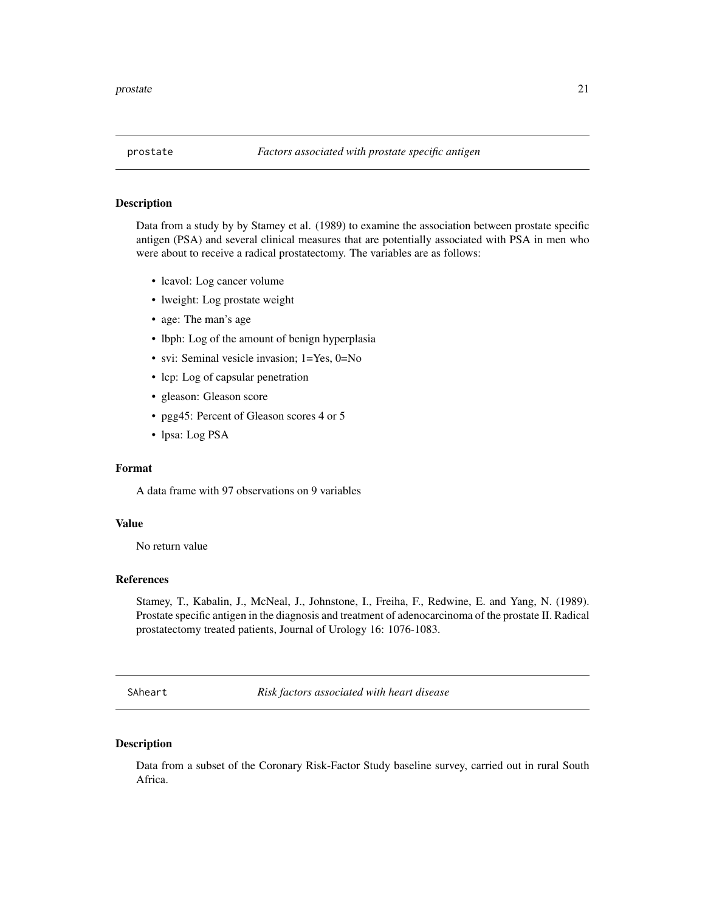## prostate *Factors associated with prostate specific antigen*

### Description

Data from a study by by Stamey et al. (1989) to examine the association between prostate specific antigen (PSA) and several clinical measures that are potentially associated with PSA in men who were about to receive a radical prostatectomy. The variables are as follows:

- lcavol: Log cancer volume
- lweight: Log prostate weight
- age: The man's age
- lbph: Log of the amount of benign hyperplasia
- svi: Seminal vesicle invasion; 1=Yes, 0=No
- lcp: Log of capsular penetration
- gleason: Gleason score
- pgg45: Percent of Gleason scores 4 or 5
- lpsa: Log PSA

### Format

A data frame with 97 observations on 9 variables

### Value

No return value

### References

Stamey, T., Kabalin, J., McNeal, J., Johnstone, I., Freiha, F., Redwine, E. and Yang, N. (1989). Prostate specific antigen in the diagnosis and treatment of adenocarcinoma of the prostate II. Radical prostatectomy treated patients, Journal of Urology 16: 1076-1083.

## SAheart *Risk factors associated with heart disease*

### Description

Data from a subset of the Coronary Risk-Factor Study baseline survey, carried out in rural South Africa.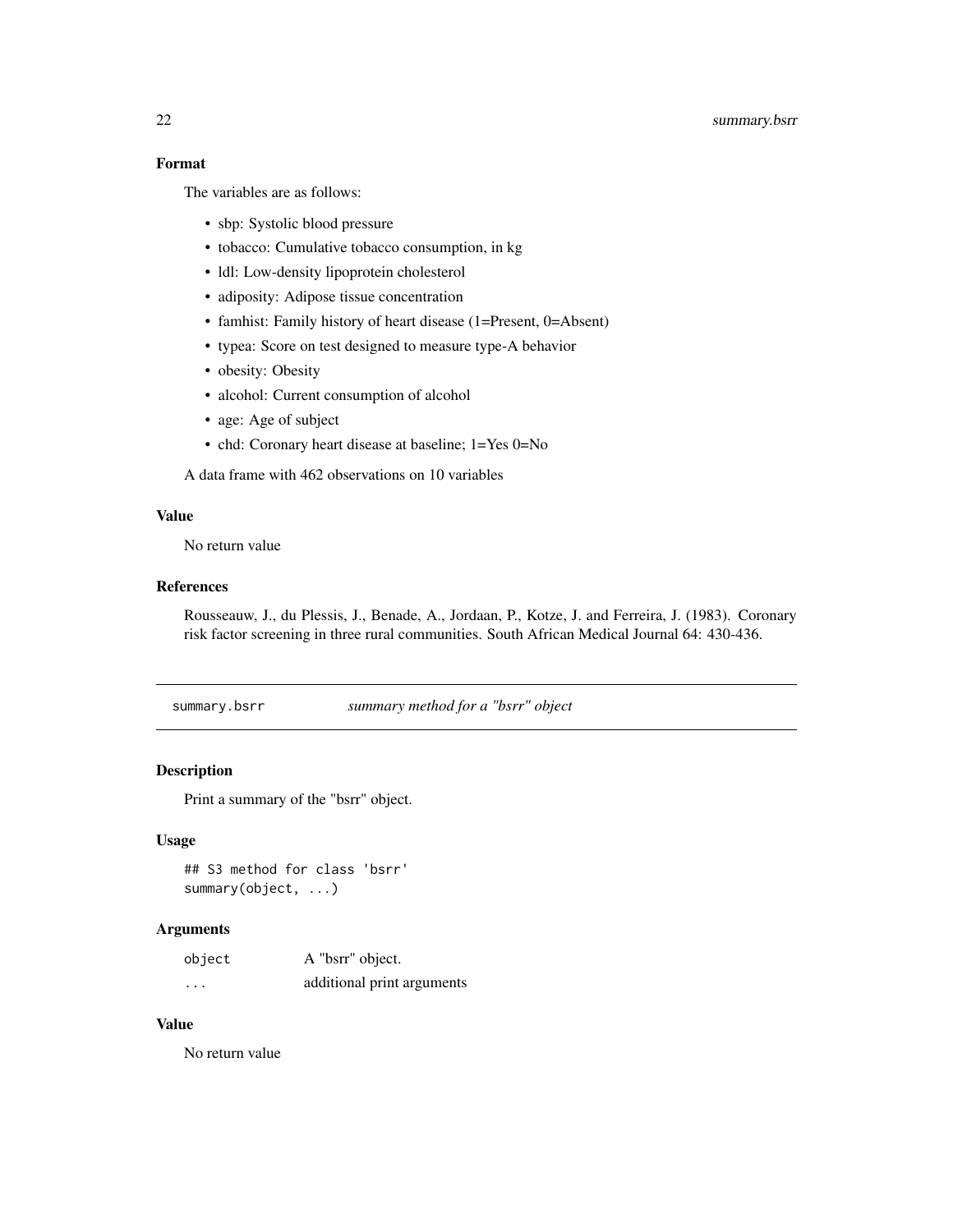### Format

The variables are as follows:

- sbp: Systolic blood pressure
- tobacco: Cumulative tobacco consumption, in kg
- ldl: Low-density lipoprotein cholesterol
- adiposity: Adipose tissue concentration
- famhist: Family history of heart disease (1=Present, 0=Absent)
- typea: Score on test designed to measure type-A behavior
- obesity: Obesity
- alcohol: Current consumption of alcohol
- age: Age of subject
- chd: Coronary heart disease at baseline; 1=Yes 0=No

A data frame with 462 observations on 10 variables

### Value

No return value

### References

Rousseauw, J., du Plessis, J., Benade, A., Jordaan, P., Kotze, J. and Ferreira, J. (1983). Coronary risk factor screening in three rural communities. South African Medical Journal 64: 430-436.

---

## summary.bsrr &nbsp;&nbsp;&nbsp; *summary method for a "bsrr" object*

### Description

Print a summary of the "bsrr" object.

### Usage

```
## S3 method for class 'bsrr'
summary(object, ...)
```

### Arguments

| | |
|---|---|
| object | A "bsrr" object. |
| ... | additional print arguments |

### Value

No return value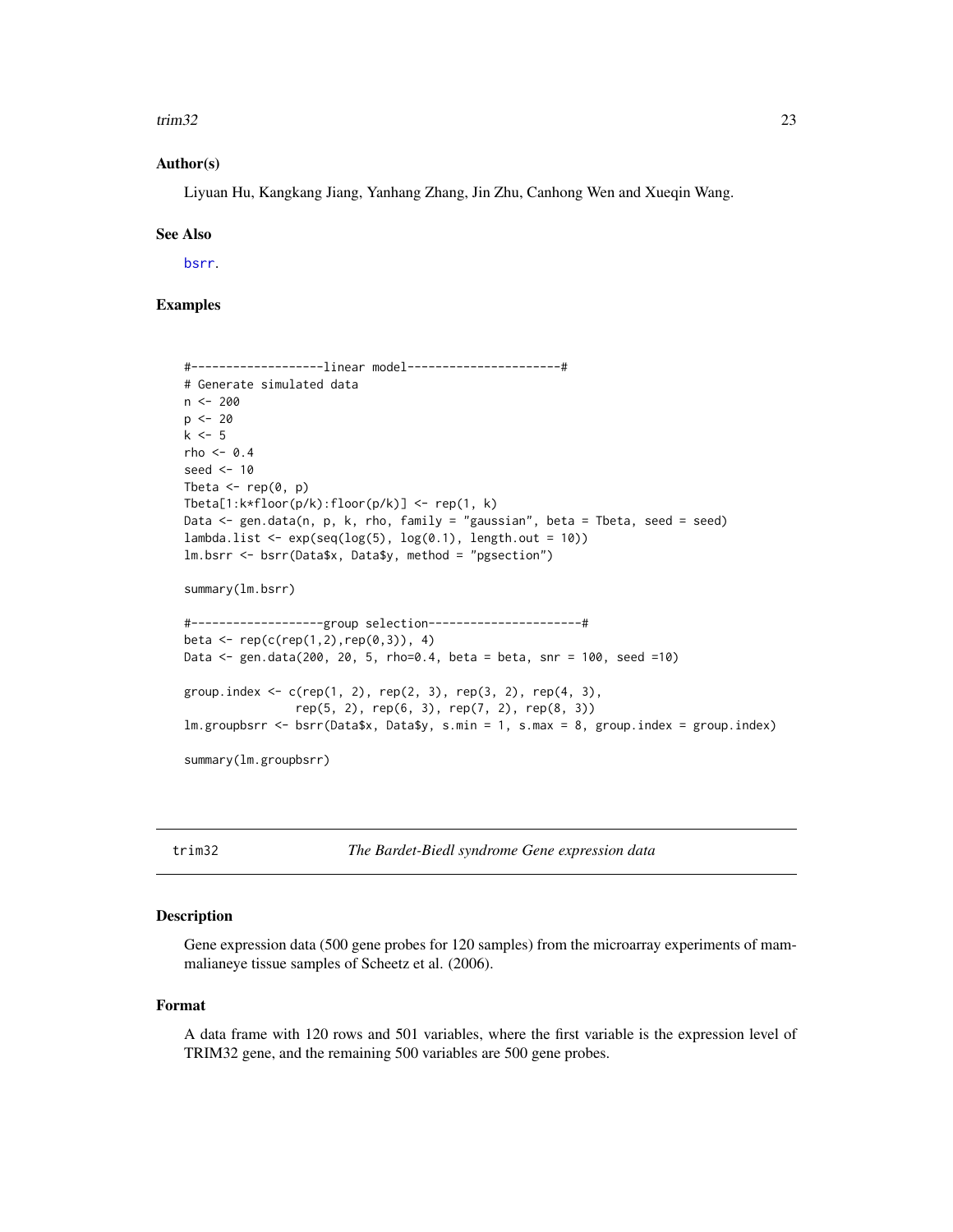### Author(s)

Liyuan Hu, Kangkang Jiang, Yanhang Zhang, Jin Zhu, Canhong Wen and Xueqin Wang.

### See Also

bsrr.

### Examples

```
#-------------------linear model----------------------#
# Generate simulated data
n <- 200
p <- 20
k <- 5
rho <- 0.4
seed <- 10
Tbeta <- rep(0, p)
Tbeta[1:k*floor(p/k):floor(p/k)] <- rep(1, k)
Data <- gen.data(n, p, k, rho, family = "gaussian", beta = Tbeta, seed = seed)
lambda.list <- exp(seq(log(5), log(0.1), length.out = 10))
lm.bsrr <- bsrr(Data$x, Data$y, method = "pgsection")

summary(lm.bsrr)

#-------------------group selection----------------------#
beta <- rep(c(rep(1,2),rep(0,3)), 4)
Data <- gen.data(200, 20, 5, rho=0.4, beta = beta, snr = 100, seed =10)

group.index <- c(rep(1, 2), rep(2, 3), rep(3, 2), rep(4, 3),
                rep(5, 2), rep(6, 3), rep(7, 2), rep(8, 3))
lm.groupbsrr <- bsrr(Data$x, Data$y, s.min = 1, s.max = 8, group.index = group.index)

summary(lm.groupbsrr)
```

---

## trim32 — *The Bardet-Biedl syndrome Gene expression data*

---

### Description

Gene expression data (500 gene probes for 120 samples) from the microarray experiments of mammalianeye tissue samples of Scheetz et al. (2006).

### Format

A data frame with 120 rows and 501 variables, where the first variable is the expression level of TRIM32 gene, and the remaining 500 variables are 500 gene probes.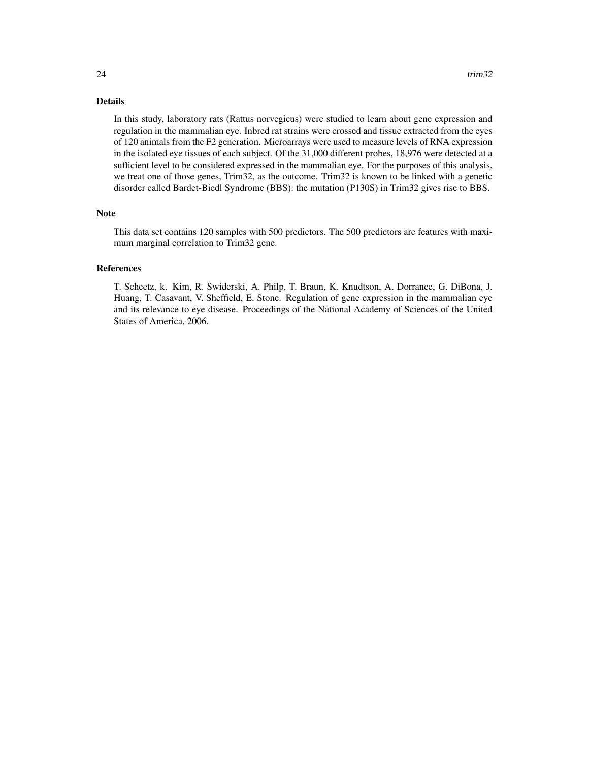## Details

In this study, laboratory rats (Rattus norvegicus) were studied to learn about gene expression and regulation in the mammalian eye. Inbred rat strains were crossed and tissue extracted from the eyes of 120 animals from the F2 generation. Microarrays were used to measure levels of RNA expression in the isolated eye tissues of each subject. Of the 31,000 different probes, 18,976 were detected at a sufficient level to be considered expressed in the mammalian eye. For the purposes of this analysis, we treat one of those genes, Trim32, as the outcome. Trim32 is known to be linked with a genetic disorder called Bardet-Biedl Syndrome (BBS): the mutation (P130S) in Trim32 gives rise to BBS.

## Note

This data set contains 120 samples with 500 predictors. The 500 predictors are features with maximum marginal correlation to Trim32 gene.

## References

T. Scheetz, k. Kim, R. Swiderski, A. Philp, T. Braun, K. Knudtson, A. Dorrance, G. DiBona, J. Huang, T. Casavant, V. Sheffield, E. Stone. Regulation of gene expression in the mammalian eye and its relevance to eye disease. Proceedings of the National Academy of Sciences of the United States of America, 2006.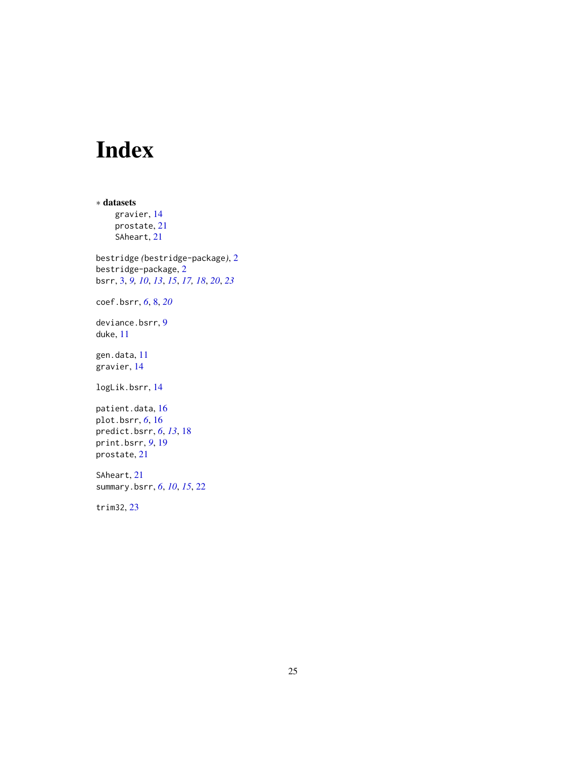# Index

∗ **datasets**
    gravier, 14
    prostate, 21
    SAheart, 21

bestridge *(*bestridge-package*)*, 2
bestridge-package, 2
bsrr, 3, *9, 10*, *13*, *15*, *17, 18*, *20*, *23*

coef.bsrr, *6*, 8, *20*

deviance.bsrr, 9
duke, 11

gen.data, 11
gravier, 14

logLik.bsrr, 14

patient.data, 16
plot.bsrr, *6*, 16
predict.bsrr, *6*, *13*, 18
print.bsrr, *9*, 19
prostate, 21

SAheart, 21
summary.bsrr, *6*, *10*, *15*, 22

trim32, 23